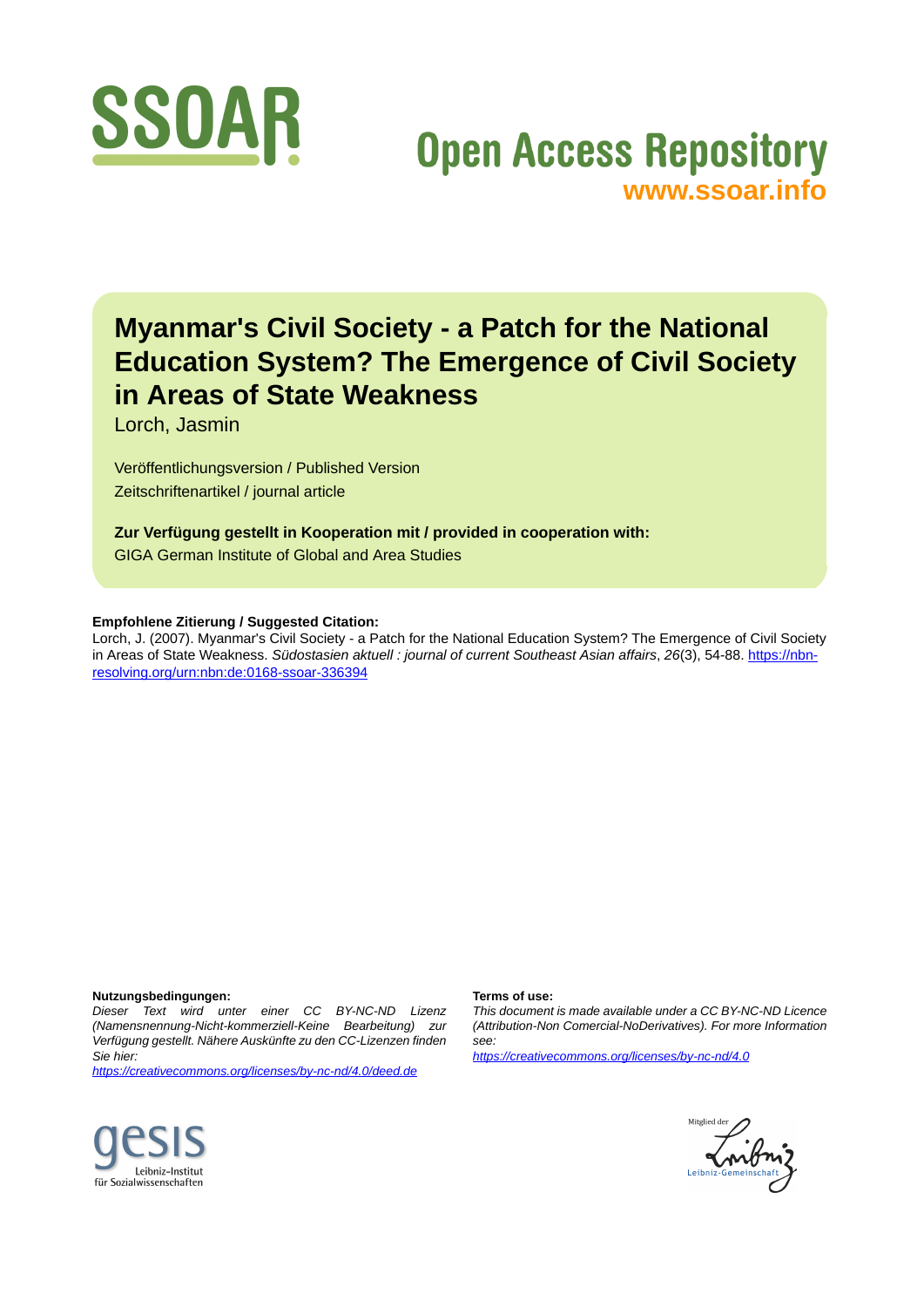SSOAR

Open Access Repository
www.ssoar.info

# Myanmar's Civil Society - a Patch for the National Education System? The Emergence of Civil Society in Areas of State Weakness

Lorch, Jasmin

Veröffentlichungsversion / Published Version
Zeitschriftenartikel / journal article

**Zur Verfügung gestellt in Kooperation mit / provided in cooperation with:**
GIGA German Institute of Global and Area Studies

**Empfohlene Zitierung / Suggested Citation:**
Lorch, J. (2007). Myanmar's Civil Society - a Patch for the National Education System? The Emergence of Civil Society in Areas of State Weakness. *Südostasien aktuell : journal of current Southeast Asian affairs*, *26*(3), 54-88. https://nbn-resolving.org/urn:nbn:de:0168-ssoar-336394

**Nutzungsbedingungen:**
*Dieser Text wird unter einer CC BY-NC-ND Lizenz (Namensnennung-Nicht-kommerziell-Keine Bearbeitung) zur Verfügung gestellt. Nähere Auskünfte zu den CC-Lizenzen finden Sie hier:*
*https://creativecommons.org/licenses/by-nc-nd/4.0/deed.de*

**Terms of use:**
*This document is made available under a CC BY-NC-ND Licence (Attribution-Non Comercial-NoDerivatives). For more Information see:*
*https://creativecommons.org/licenses/by-nc-nd/4.0*

gesis Leibniz-Institut für Sozialwissenschaften

Mitglied der Leibniz-Gemeinschaft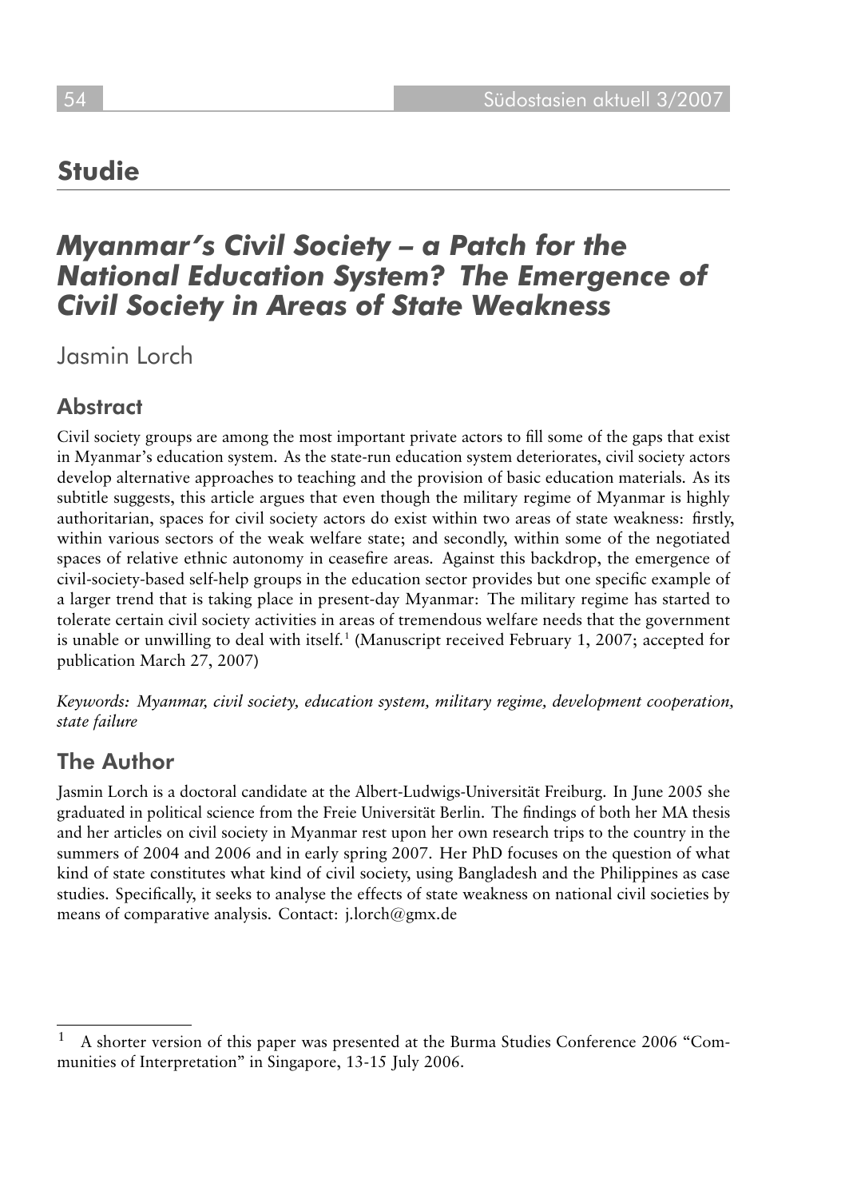## Studie

# *Myanmar's Civil Society – a Patch for the National Education System? The Emergence of Civil Society in Areas of State Weakness*

Jasmin Lorch

## Abstract

Civil society groups are among the most important private actors to fill some of the gaps that exist in Myanmar's education system. As the state-run education system deteriorates, civil society actors develop alternative approaches to teaching and the provision of basic education materials. As its subtitle suggests, this article argues that even though the military regime of Myanmar is highly authoritarian, spaces for civil society actors do exist within two areas of state weakness: firstly, within various sectors of the weak welfare state; and secondly, within some of the negotiated spaces of relative ethnic autonomy in ceasefire areas. Against this backdrop, the emergence of civil-society-based self-help groups in the education sector provides but one specific example of a larger trend that is taking place in present-day Myanmar: The military regime has started to tolerate certain civil society activities in areas of tremendous welfare needs that the government is unable or unwilling to deal with itself.[1] (Manuscript received February 1, 2007; accepted for publication March 27, 2007)

*Keywords: Myanmar, civil society, education system, military regime, development cooperation, state failure*

## The Author

Jasmin Lorch is a doctoral candidate at the Albert-Ludwigs-Universität Freiburg. In June 2005 she graduated in political science from the Freie Universität Berlin. The findings of both her MA thesis and her articles on civil society in Myanmar rest upon her own research trips to the country in the summers of 2004 and 2006 and in early spring 2007. Her PhD focuses on the question of what kind of state constitutes what kind of civil society, using Bangladesh and the Philippines as case studies. Specifically, it seeks to analyse the effects of state weakness on national civil societies by means of comparative analysis. Contact: j.lorch@gmx.de

---

[1] A shorter version of this paper was presented at the Burma Studies Conference 2006 "Communities of Interpretation" in Singapore, 13-15 July 2006.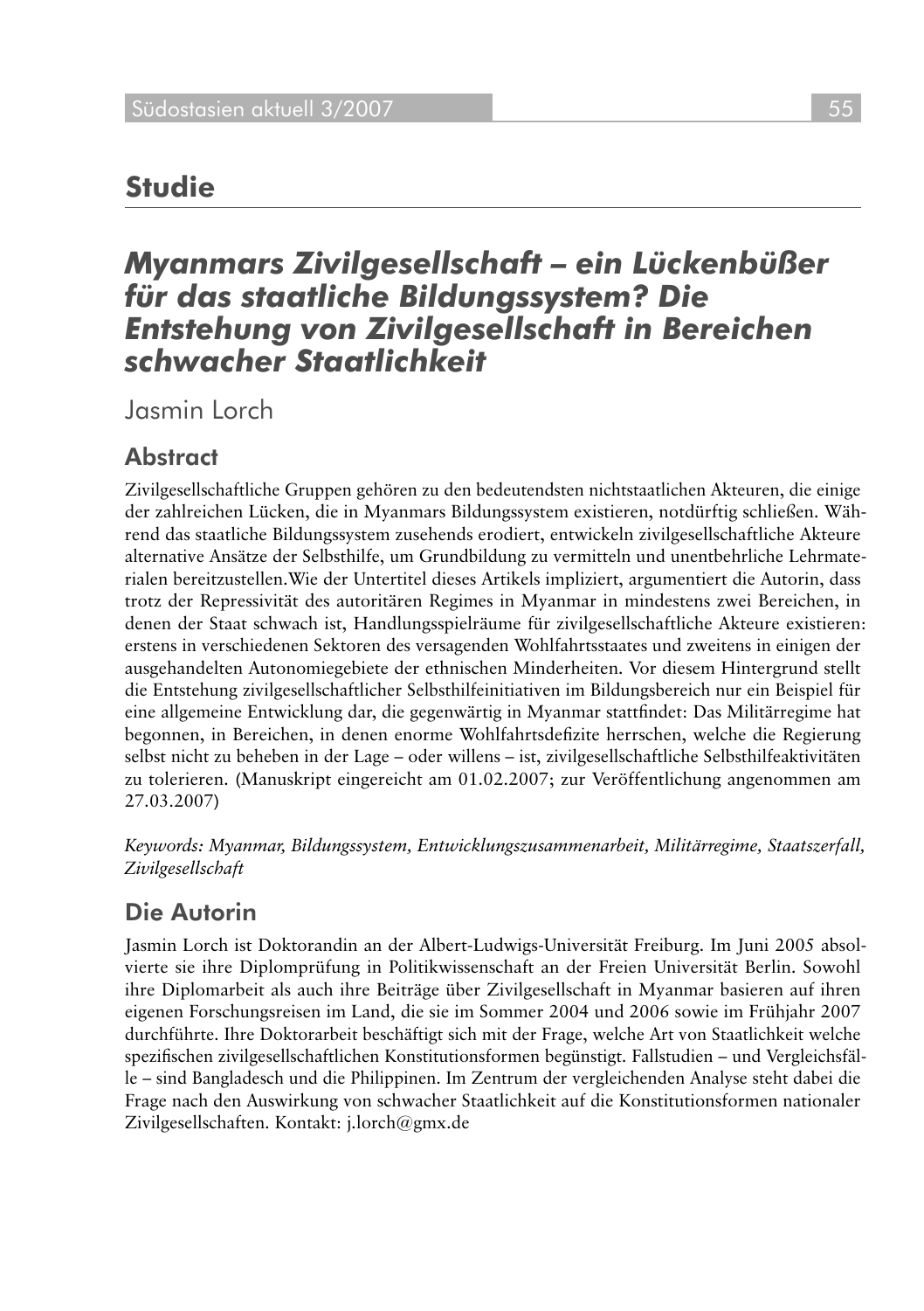## Studie

# *Myanmars Zivilgesellschaft – ein Lückenbüßer für das staatliche Bildungssystem? Die Entstehung von Zivilgesellschaft in Bereichen schwacher Staatlichkeit*

Jasmin Lorch

## Abstract

Zivilgesellschaftliche Gruppen gehören zu den bedeutendsten nichtstaatlichen Akteuren, die einige der zahlreichen Lücken, die in Myanmars Bildungssystem existieren, notdürftig schließen. Während das staatliche Bildungssystem zusehends erodiert, entwickeln zivilgesellschaftliche Akteure alternative Ansätze der Selbsthilfe, um Grundbildung zu vermitteln und unentbehrliche Lehrmaterialen bereitzustellen.Wie der Untertitel dieses Artikels impliziert, argumentiert die Autorin, dass trotz der Repressivität des autoritären Regimes in Myanmar in mindestens zwei Bereichen, in denen der Staat schwach ist, Handlungsspielräume für zivilgesellschaftliche Akteure existieren: erstens in verschiedenen Sektoren des versagenden Wohlfahrtsstaates und zweitens in einigen der ausgehandelten Autonomiegebiete der ethnischen Minderheiten. Vor diesem Hintergrund stellt die Entstehung zivilgesellschaftlicher Selbsthilfeinitiativen im Bildungsbereich nur ein Beispiel für eine allgemeine Entwicklung dar, die gegenwärtig in Myanmar stattfindet: Das Militärregime hat begonnen, in Bereichen, in denen enorme Wohlfahrtsdefizite herrschen, welche die Regierung selbst nicht zu beheben in der Lage – oder willens – ist, zivilgesellschaftliche Selbsthilfeaktivitäten zu tolerieren. (Manuskript eingereicht am 01.02.2007; zur Veröffentlichung angenommen am 27.03.2007)

*Keywords: Myanmar, Bildungssystem, Entwicklungszusammenarbeit, Militärregime, Staatszerfall, Zivilgesellschaft*

## Die Autorin

Jasmin Lorch ist Doktorandin an der Albert-Ludwigs-Universität Freiburg. Im Juni 2005 absolvierte sie ihre Diplomprüfung in Politikwissenschaft an der Freien Universität Berlin. Sowohl ihre Diplomarbeit als auch ihre Beiträge über Zivilgesellschaft in Myanmar basieren auf ihren eigenen Forschungsreisen im Land, die sie im Sommer 2004 und 2006 sowie im Frühjahr 2007 durchführte. Ihre Doktorarbeit beschäftigt sich mit der Frage, welche Art von Staatlichkeit welche spezifischen zivilgesellschaftlichen Konstitutionsformen begünstigt. Fallstudien – und Vergleichsfälle – sind Bangladesch und die Philippinen. Im Zentrum der vergleichenden Analyse steht dabei die Frage nach den Auswirkung von schwacher Staatlichkeit auf die Konstitutionsformen nationaler Zivilgesellschaften. Kontakt: j.lorch@gmx.de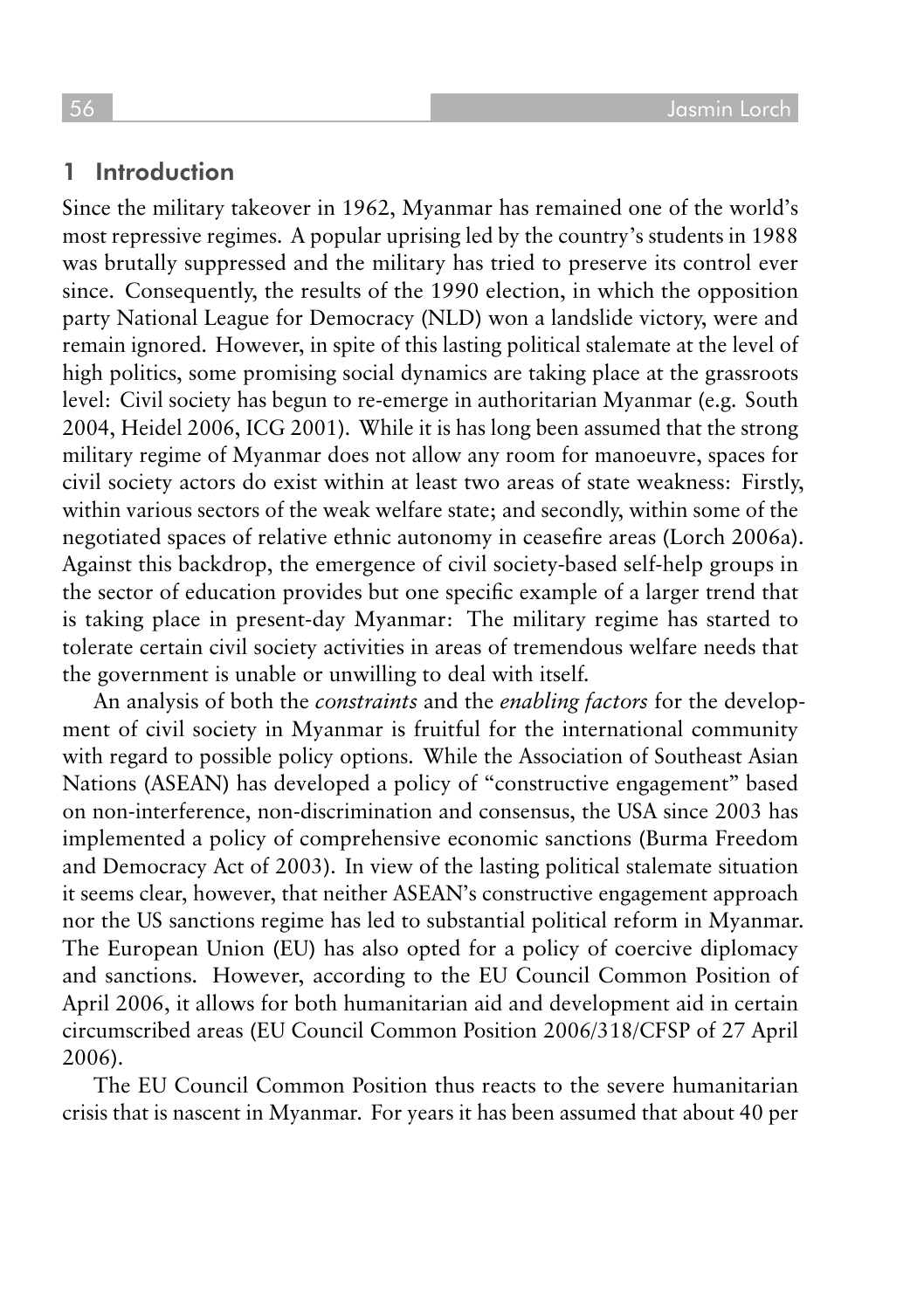## 1 Introduction

Since the military takeover in 1962, Myanmar has remained one of the world's most repressive regimes. A popular uprising led by the country's students in 1988 was brutally suppressed and the military has tried to preserve its control ever since. Consequently, the results of the 1990 election, in which the opposition party National League for Democracy (NLD) won a landslide victory, were and remain ignored. However, in spite of this lasting political stalemate at the level of high politics, some promising social dynamics are taking place at the grassroots level: Civil society has begun to re-emerge in authoritarian Myanmar (e.g. South 2004, Heidel 2006, ICG 2001). While it is has long been assumed that the strong military regime of Myanmar does not allow any room for manoeuvre, spaces for civil society actors do exist within at least two areas of state weakness: Firstly, within various sectors of the weak welfare state; and secondly, within some of the negotiated spaces of relative ethnic autonomy in ceasefire areas (Lorch 2006a). Against this backdrop, the emergence of civil society-based self-help groups in the sector of education provides but one specific example of a larger trend that is taking place in present-day Myanmar: The military regime has started to tolerate certain civil society activities in areas of tremendous welfare needs that the government is unable or unwilling to deal with itself.

An analysis of both the *constraints* and the *enabling factors* for the development of civil society in Myanmar is fruitful for the international community with regard to possible policy options. While the Association of Southeast Asian Nations (ASEAN) has developed a policy of "constructive engagement" based on non-interference, non-discrimination and consensus, the USA since 2003 has implemented a policy of comprehensive economic sanctions (Burma Freedom and Democracy Act of 2003). In view of the lasting political stalemate situation it seems clear, however, that neither ASEAN's constructive engagement approach nor the US sanctions regime has led to substantial political reform in Myanmar. The European Union (EU) has also opted for a policy of coercive diplomacy and sanctions. However, according to the EU Council Common Position of April 2006, it allows for both humanitarian aid and development aid in certain circumscribed areas (EU Council Common Position 2006/318/CFSP of 27 April 2006).

The EU Council Common Position thus reacts to the severe humanitarian crisis that is nascent in Myanmar. For years it has been assumed that about 40 per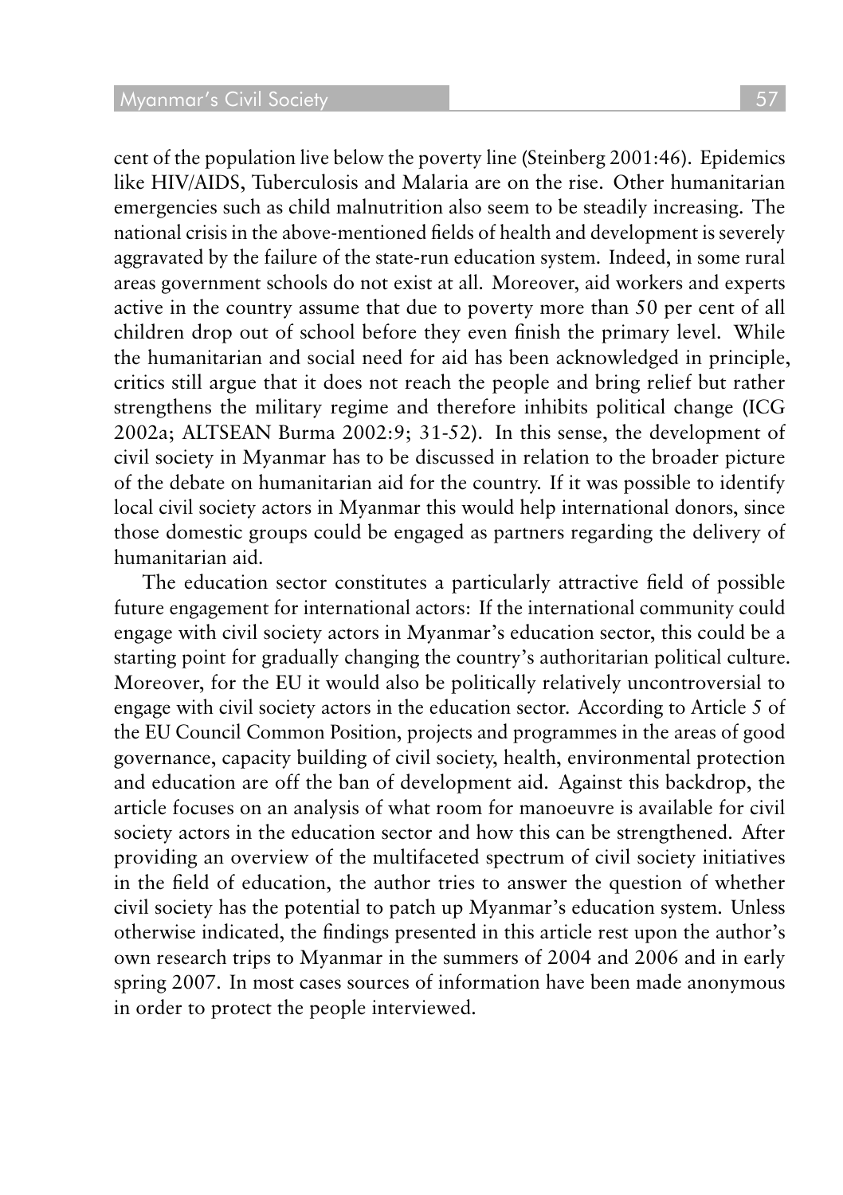cent of the population live below the poverty line (Steinberg 2001:46). Epidemics like HIV/AIDS, Tuberculosis and Malaria are on the rise. Other humanitarian emergencies such as child malnutrition also seem to be steadily increasing. The national crisis in the above-mentioned fields of health and development is severely aggravated by the failure of the state-run education system. Indeed, in some rural areas government schools do not exist at all. Moreover, aid workers and experts active in the country assume that due to poverty more than 50 per cent of all children drop out of school before they even finish the primary level. While the humanitarian and social need for aid has been acknowledged in principle, critics still argue that it does not reach the people and bring relief but rather strengthens the military regime and therefore inhibits political change (ICG 2002a; ALTSEAN Burma 2002:9; 31-52). In this sense, the development of civil society in Myanmar has to be discussed in relation to the broader picture of the debate on humanitarian aid for the country. If it was possible to identify local civil society actors in Myanmar this would help international donors, since those domestic groups could be engaged as partners regarding the delivery of humanitarian aid.

The education sector constitutes a particularly attractive field of possible future engagement for international actors: If the international community could engage with civil society actors in Myanmar's education sector, this could be a starting point for gradually changing the country's authoritarian political culture. Moreover, for the EU it would also be politically relatively uncontroversial to engage with civil society actors in the education sector. According to Article 5 of the EU Council Common Position, projects and programmes in the areas of good governance, capacity building of civil society, health, environmental protection and education are off the ban of development aid. Against this backdrop, the article focuses on an analysis of what room for manoeuvre is available for civil society actors in the education sector and how this can be strengthened. After providing an overview of the multifaceted spectrum of civil society initiatives in the field of education, the author tries to answer the question of whether civil society has the potential to patch up Myanmar's education system. Unless otherwise indicated, the findings presented in this article rest upon the author's own research trips to Myanmar in the summers of 2004 and 2006 and in early spring 2007. In most cases sources of information have been made anonymous in order to protect the people interviewed.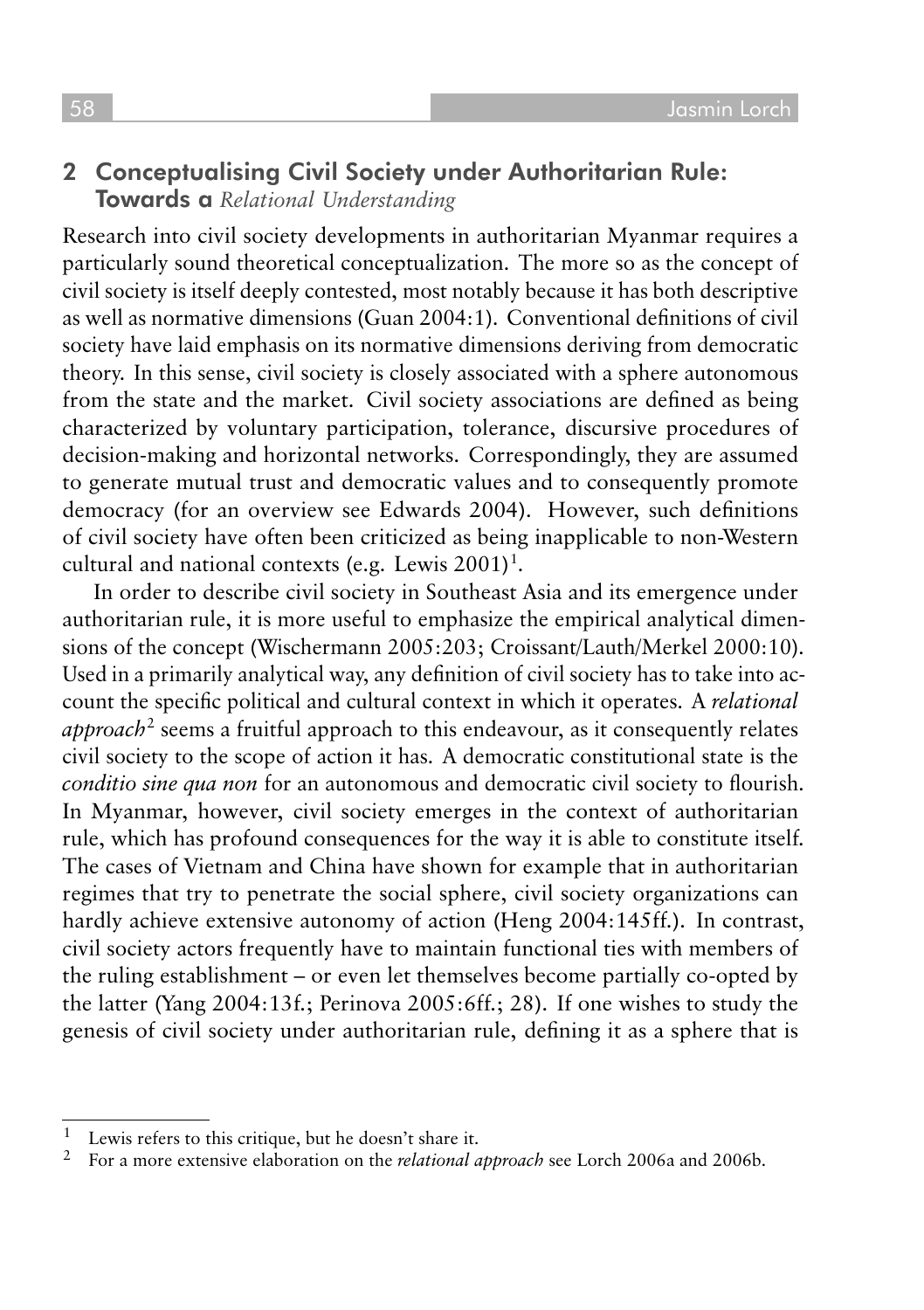## 2 Conceptualising Civil Society under Authoritarian Rule: Towards a *Relational Understanding*

Research into civil society developments in authoritarian Myanmar requires a particularly sound theoretical conceptualization. The more so as the concept of civil society is itself deeply contested, most notably because it has both descriptive as well as normative dimensions (Guan 2004:1). Conventional definitions of civil society have laid emphasis on its normative dimensions deriving from democratic theory. In this sense, civil society is closely associated with a sphere autonomous from the state and the market. Civil society associations are defined as being characterized by voluntary participation, tolerance, discursive procedures of decision-making and horizontal networks. Correspondingly, they are assumed to generate mutual trust and democratic values and to consequently promote democracy (for an overview see Edwards 2004). However, such definitions of civil society have often been criticized as being inapplicable to non-Western cultural and national contexts (e.g. Lewis 2001)[1].

In order to describe civil society in Southeast Asia and its emergence under authoritarian rule, it is more useful to emphasize the empirical analytical dimensions of the concept (Wischermann 2005:203; Croissant/Lauth/Merkel 2000:10). Used in a primarily analytical way, any definition of civil society has to take into account the specific political and cultural context in which it operates. A *relational approach*[2] seems a fruitful approach to this endeavour, as it consequently relates civil society to the scope of action it has. A democratic constitutional state is the *conditio sine qua non* for an autonomous and democratic civil society to flourish. In Myanmar, however, civil society emerges in the context of authoritarian rule, which has profound consequences for the way it is able to constitute itself. The cases of Vietnam and China have shown for example that in authoritarian regimes that try to penetrate the social sphere, civil society organizations can hardly achieve extensive autonomy of action (Heng 2004:145ff.). In contrast, civil society actors frequently have to maintain functional ties with members of the ruling establishment – or even let themselves become partially co-opted by the latter (Yang 2004:13f.; Perinova 2005:6ff.; 28). If one wishes to study the genesis of civil society under authoritarian rule, defining it as a sphere that is

---

[1] Lewis refers to this critique, but he doesn't share it.

[2] For a more extensive elaboration on the *relational approach* see Lorch 2006a and 2006b.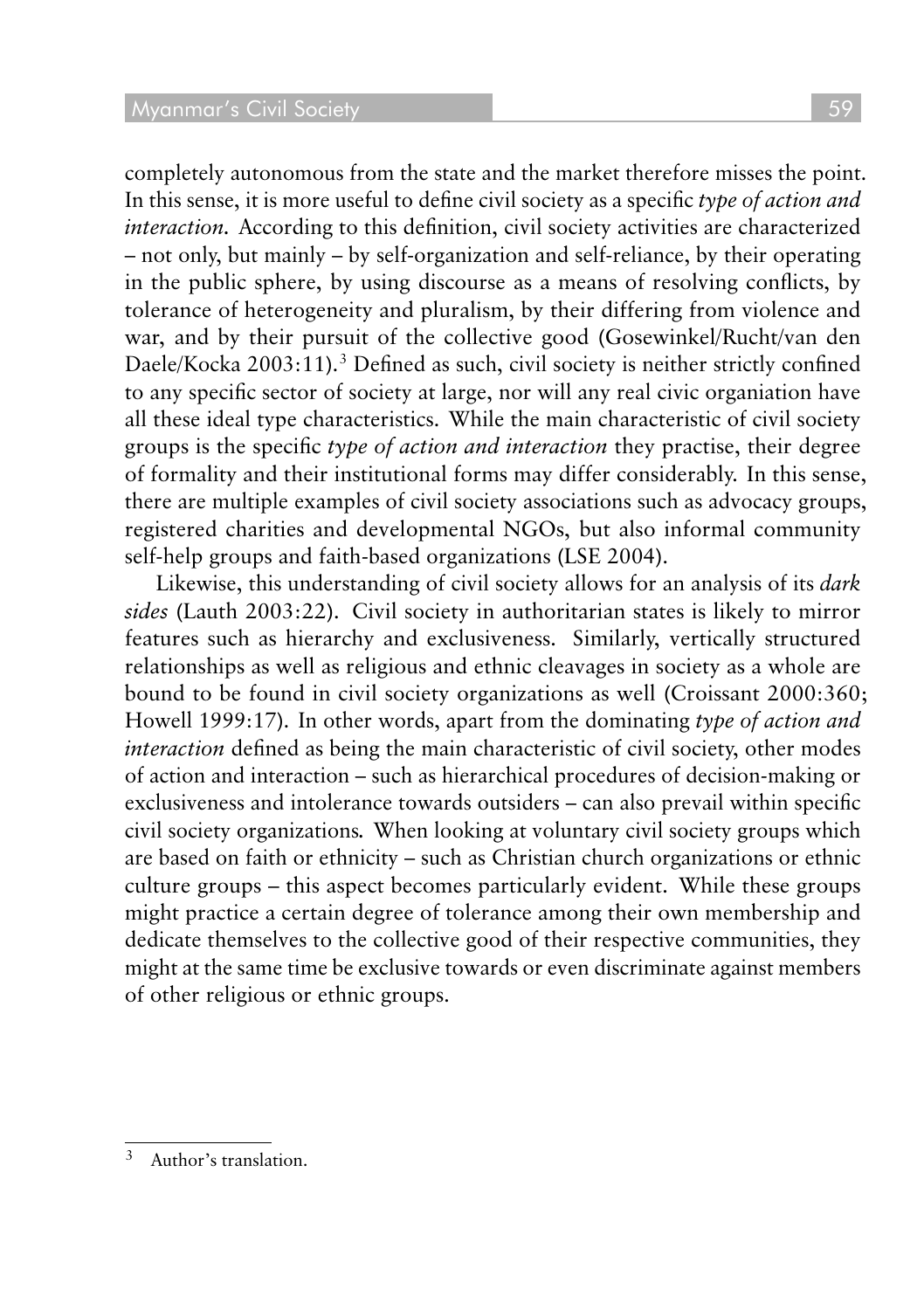completely autonomous from the state and the market therefore misses the point. In this sense, it is more useful to define civil society as a specific *type of action and interaction*. According to this definition, civil society activities are characterized – not only, but mainly – by self-organization and self-reliance, by their operating in the public sphere, by using discourse as a means of resolving conflicts, by tolerance of heterogeneity and pluralism, by their differing from violence and war, and by their pursuit of the collective good (Gosewinkel/Rucht/van den Daele/Kocka 2003:11).[3] Defined as such, civil society is neither strictly confined to any specific sector of society at large, nor will any real civic organiation have all these ideal type characteristics. While the main characteristic of civil society groups is the specific *type of action and interaction* they practise, their degree of formality and their institutional forms may differ considerably. In this sense, there are multiple examples of civil society associations such as advocacy groups, registered charities and developmental NGOs, but also informal community self-help groups and faith-based organizations (LSE 2004).

Likewise, this understanding of civil society allows for an analysis of its *dark sides* (Lauth 2003:22). Civil society in authoritarian states is likely to mirror features such as hierarchy and exclusiveness. Similarly, vertically structured relationships as well as religious and ethnic cleavages in society as a whole are bound to be found in civil society organizations as well (Croissant 2000:360; Howell 1999:17). In other words, apart from the dominating *type of action and interaction* defined as being the main characteristic of civil society, other modes of action and interaction – such as hierarchical procedures of decision-making or exclusiveness and intolerance towards outsiders – can also prevail within specific civil society organizations. When looking at voluntary civil society groups which are based on faith or ethnicity – such as Christian church organizations or ethnic culture groups – this aspect becomes particularly evident. While these groups might practice a certain degree of tolerance among their own membership and dedicate themselves to the collective good of their respective communities, they might at the same time be exclusive towards or even discriminate against members of other religious or ethnic groups.

---

[3] Author's translation.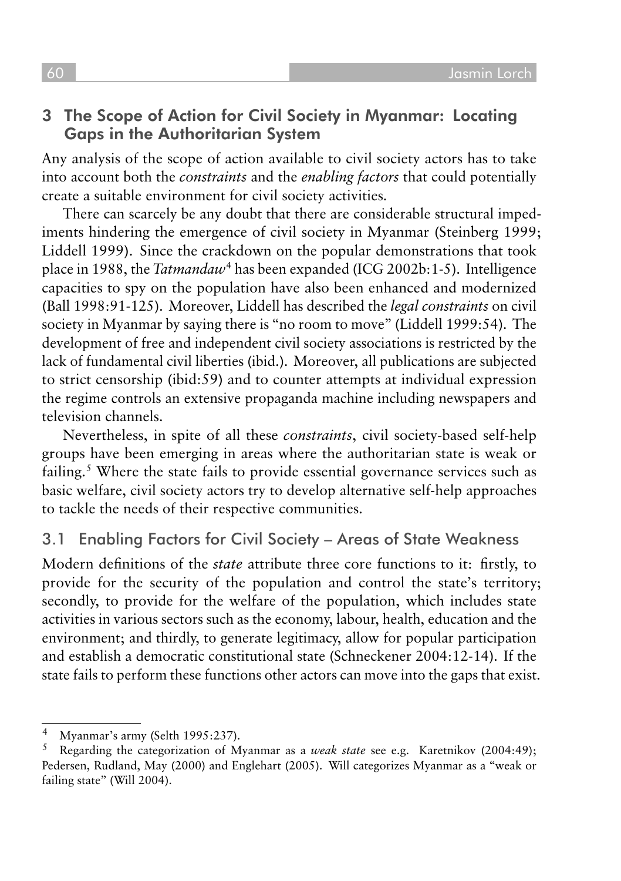## 3 The Scope of Action for Civil Society in Myanmar: Locating Gaps in the Authoritarian System

Any analysis of the scope of action available to civil society actors has to take into account both the *constraints* and the *enabling factors* that could potentially create a suitable environment for civil society activities.

There can scarcely be any doubt that there are considerable structural impediments hindering the emergence of civil society in Myanmar (Steinberg 1999; Liddell 1999). Since the crackdown on the popular demonstrations that took place in 1988, the *Tatmandaw*[4] has been expanded (ICG 2002b:1-5). Intelligence capacities to spy on the population have also been enhanced and modernized (Ball 1998:91-125). Moreover, Liddell has described the *legal constraints* on civil society in Myanmar by saying there is "no room to move" (Liddell 1999:54). The development of free and independent civil society associations is restricted by the lack of fundamental civil liberties (ibid.). Moreover, all publications are subjected to strict censorship (ibid:59) and to counter attempts at individual expression the regime controls an extensive propaganda machine including newspapers and television channels.

Nevertheless, in spite of all these *constraints*, civil society-based self-help groups have been emerging in areas where the authoritarian state is weak or failing.[5] Where the state fails to provide essential governance services such as basic welfare, civil society actors try to develop alternative self-help approaches to tackle the needs of their respective communities.

### 3.1 Enabling Factors for Civil Society – Areas of State Weakness

Modern definitions of the *state* attribute three core functions to it: firstly, to provide for the security of the population and control the state's territory; secondly, to provide for the welfare of the population, which includes state activities in various sectors such as the economy, labour, health, education and the environment; and thirdly, to generate legitimacy, allow for popular participation and establish a democratic constitutional state (Schneckener 2004:12-14). If the state fails to perform these functions other actors can move into the gaps that exist.

---

[4] Myanmar's army (Selth 1995:237).

[5] Regarding the categorization of Myanmar as a *weak state* see e.g. Karetnikov (2004:49); Pedersen, Rudland, May (2000) and Englehart (2005). Will categorizes Myanmar as a "weak or failing state" (Will 2004).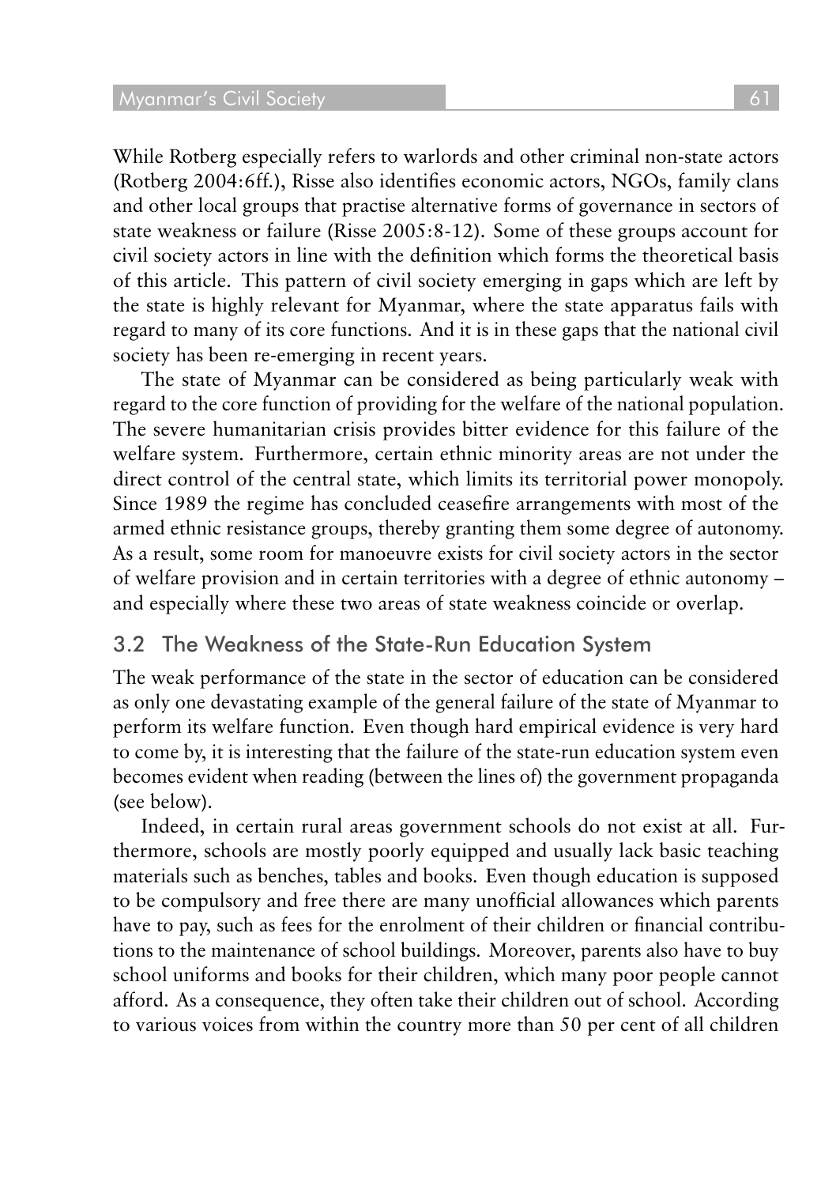While Rotberg especially refers to warlords and other criminal non-state actors (Rotberg 2004:6ff.), Risse also identifies economic actors, NGOs, family clans and other local groups that practise alternative forms of governance in sectors of state weakness or failure (Risse 2005:8-12). Some of these groups account for civil society actors in line with the definition which forms the theoretical basis of this article. This pattern of civil society emerging in gaps which are left by the state is highly relevant for Myanmar, where the state apparatus fails with regard to many of its core functions. And it is in these gaps that the national civil society has been re-emerging in recent years.

The state of Myanmar can be considered as being particularly weak with regard to the core function of providing for the welfare of the national population. The severe humanitarian crisis provides bitter evidence for this failure of the welfare system. Furthermore, certain ethnic minority areas are not under the direct control of the central state, which limits its territorial power monopoly. Since 1989 the regime has concluded ceasefire arrangements with most of the armed ethnic resistance groups, thereby granting them some degree of autonomy. As a result, some room for manoeuvre exists for civil society actors in the sector of welfare provision and in certain territories with a degree of ethnic autonomy – and especially where these two areas of state weakness coincide or overlap.

### 3.2 The Weakness of the State-Run Education System

The weak performance of the state in the sector of education can be considered as only one devastating example of the general failure of the state of Myanmar to perform its welfare function. Even though hard empirical evidence is very hard to come by, it is interesting that the failure of the state-run education system even becomes evident when reading (between the lines of) the government propaganda (see below).

Indeed, in certain rural areas government schools do not exist at all. Furthermore, schools are mostly poorly equipped and usually lack basic teaching materials such as benches, tables and books. Even though education is supposed to be compulsory and free there are many unofficial allowances which parents have to pay, such as fees for the enrolment of their children or financial contributions to the maintenance of school buildings. Moreover, parents also have to buy school uniforms and books for their children, which many poor people cannot afford. As a consequence, they often take their children out of school. According to various voices from within the country more than 50 per cent of all children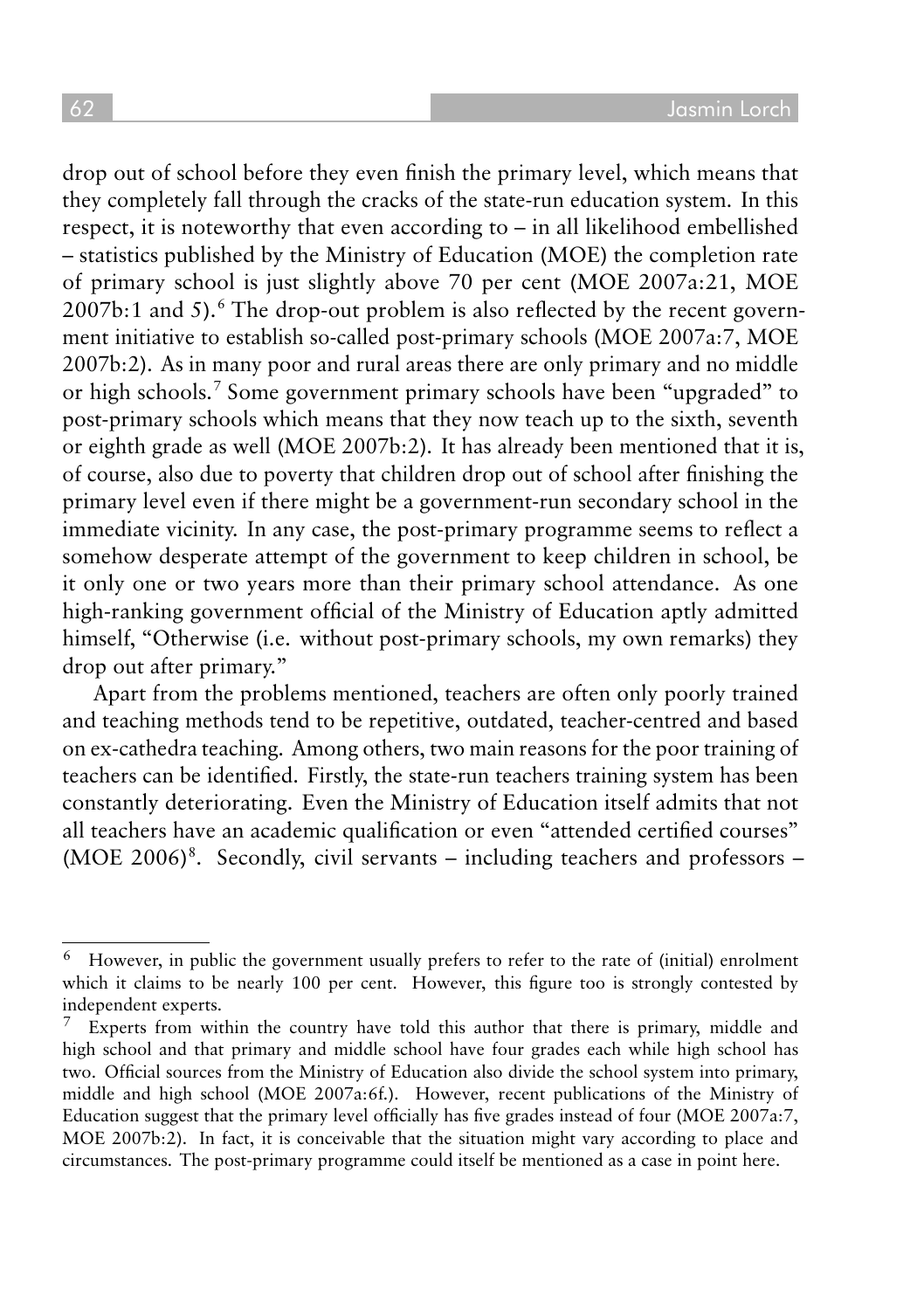drop out of school before they even finish the primary level, which means that they completely fall through the cracks of the state-run education system. In this respect, it is noteworthy that even according to – in all likelihood embellished – statistics published by the Ministry of Education (MOE) the completion rate of primary school is just slightly above 70 per cent (MOE 2007a:21, MOE 2007b:1 and 5).[6] The drop-out problem is also reflected by the recent government initiative to establish so-called post-primary schools (MOE 2007a:7, MOE 2007b:2). As in many poor and rural areas there are only primary and no middle or high schools.[7] Some government primary schools have been "upgraded" to post-primary schools which means that they now teach up to the sixth, seventh or eighth grade as well (MOE 2007b:2). It has already been mentioned that it is, of course, also due to poverty that children drop out of school after finishing the primary level even if there might be a government-run secondary school in the immediate vicinity. In any case, the post-primary programme seems to reflect a somehow desperate attempt of the government to keep children in school, be it only one or two years more than their primary school attendance. As one high-ranking government official of the Ministry of Education aptly admitted himself, "Otherwise (i.e. without post-primary schools, my own remarks) they drop out after primary."

Apart from the problems mentioned, teachers are often only poorly trained and teaching methods tend to be repetitive, outdated, teacher-centred and based on ex-cathedra teaching. Among others, two main reasons for the poor training of teachers can be identified. Firstly, the state-run teachers training system has been constantly deteriorating. Even the Ministry of Education itself admits that not all teachers have an academic qualification or even "attended certified courses" (MOE 2006)[8]. Secondly, civil servants – including teachers and professors –

---

[6] However, in public the government usually prefers to refer to the rate of (initial) enrolment which it claims to be nearly 100 per cent. However, this figure too is strongly contested by independent experts.

[7] Experts from within the country have told this author that there is primary, middle and high school and that primary and middle school have four grades each while high school has two. Official sources from the Ministry of Education also divide the school system into primary, middle and high school (MOE 2007a:6f.). However, recent publications of the Ministry of Education suggest that the primary level officially has five grades instead of four (MOE 2007a:7, MOE 2007b:2). In fact, it is conceivable that the situation might vary according to place and circumstances. The post-primary programme could itself be mentioned as a case in point here.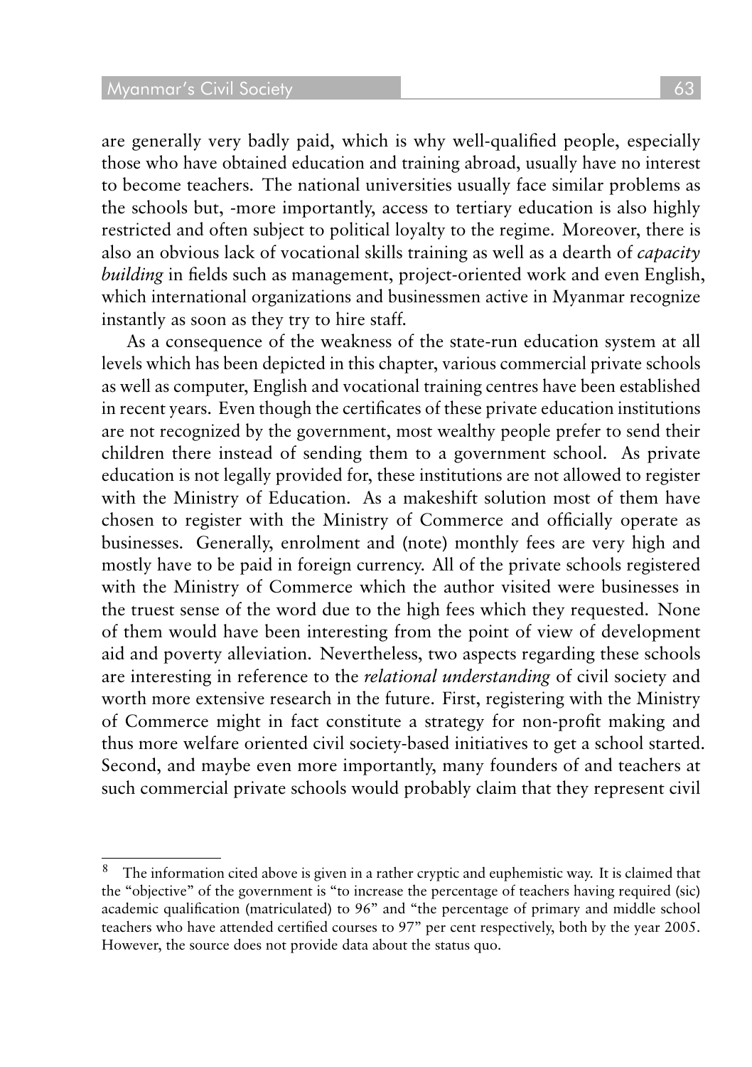are generally very badly paid, which is why well-qualified people, especially those who have obtained education and training abroad, usually have no interest to become teachers. The national universities usually face similar problems as the schools but, -more importantly, access to tertiary education is also highly restricted and often subject to political loyalty to the regime. Moreover, there is also an obvious lack of vocational skills training as well as a dearth of *capacity building* in fields such as management, project-oriented work and even English, which international organizations and businessmen active in Myanmar recognize instantly as soon as they try to hire staff.

As a consequence of the weakness of the state-run education system at all levels which has been depicted in this chapter, various commercial private schools as well as computer, English and vocational training centres have been established in recent years. Even though the certificates of these private education institutions are not recognized by the government, most wealthy people prefer to send their children there instead of sending them to a government school. As private education is not legally provided for, these institutions are not allowed to register with the Ministry of Education. As a makeshift solution most of them have chosen to register with the Ministry of Commerce and officially operate as businesses. Generally, enrolment and (note) monthly fees are very high and mostly have to be paid in foreign currency. All of the private schools registered with the Ministry of Commerce which the author visited were businesses in the truest sense of the word due to the high fees which they requested. None of them would have been interesting from the point of view of development aid and poverty alleviation. Nevertheless, two aspects regarding these schools are interesting in reference to the *relational understanding* of civil society and worth more extensive research in the future. First, registering with the Ministry of Commerce might in fact constitute a strategy for non-profit making and thus more welfare oriented civil society-based initiatives to get a school started. Second, and maybe even more importantly, many founders of and teachers at such commercial private schools would probably claim that they represent civil

---

[8] The information cited above is given in a rather cryptic and euphemistic way. It is claimed that the "objective" of the government is "to increase the percentage of teachers having required (sic) academic qualification (matriculated) to 96" and "the percentage of primary and middle school teachers who have attended certified courses to 97" per cent respectively, both by the year 2005. However, the source does not provide data about the status quo.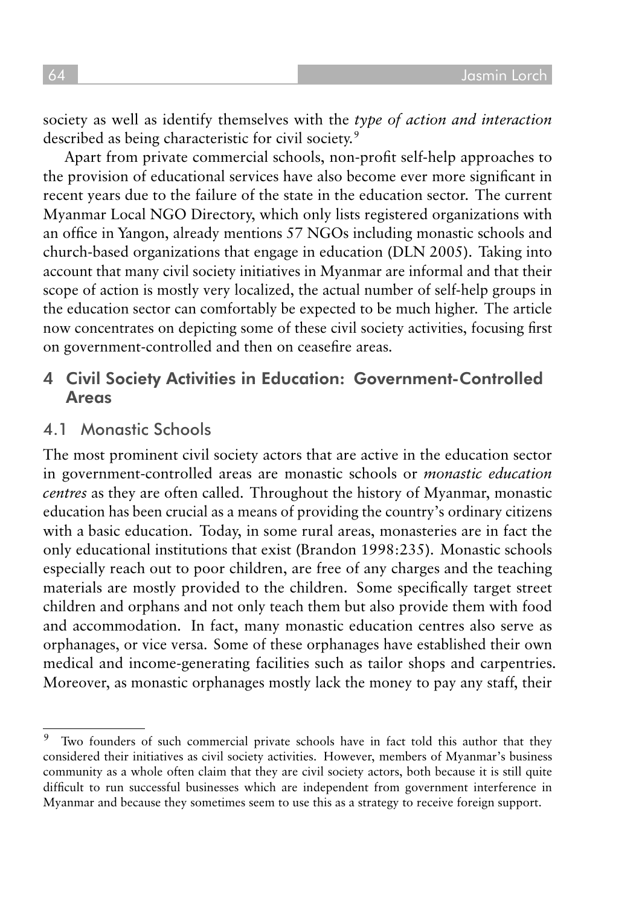society as well as identify themselves with the *type of action and interaction* described as being characteristic for civil society.[9]

Apart from private commercial schools, non-profit self-help approaches to the provision of educational services have also become ever more significant in recent years due to the failure of the state in the education sector. The current Myanmar Local NGO Directory, which only lists registered organizations with an office in Yangon, already mentions 57 NGOs including monastic schools and church-based organizations that engage in education (DLN 2005). Taking into account that many civil society initiatives in Myanmar are informal and that their scope of action is mostly very localized, the actual number of self-help groups in the education sector can comfortably be expected to be much higher. The article now concentrates on depicting some of these civil society activities, focusing first on government-controlled and then on ceasefire areas.

## 4 Civil Society Activities in Education: Government-Controlled Areas

### 4.1 Monastic Schools

The most prominent civil society actors that are active in the education sector in government-controlled areas are monastic schools or *monastic education centres* as they are often called. Throughout the history of Myanmar, monastic education has been crucial as a means of providing the country's ordinary citizens with a basic education. Today, in some rural areas, monasteries are in fact the only educational institutions that exist (Brandon 1998:235). Monastic schools especially reach out to poor children, are free of any charges and the teaching materials are mostly provided to the children. Some specifically target street children and orphans and not only teach them but also provide them with food and accommodation. In fact, many monastic education centres also serve as orphanages, or vice versa. Some of these orphanages have established their own medical and income-generating facilities such as tailor shops and carpentries. Moreover, as monastic orphanages mostly lack the money to pay any staff, their

---

[9] Two founders of such commercial private schools have in fact told this author that they considered their initiatives as civil society activities. However, members of Myanmar's business community as a whole often claim that they are civil society actors, both because it is still quite difficult to run successful businesses which are independent from government interference in Myanmar and because they sometimes seem to use this as a strategy to receive foreign support.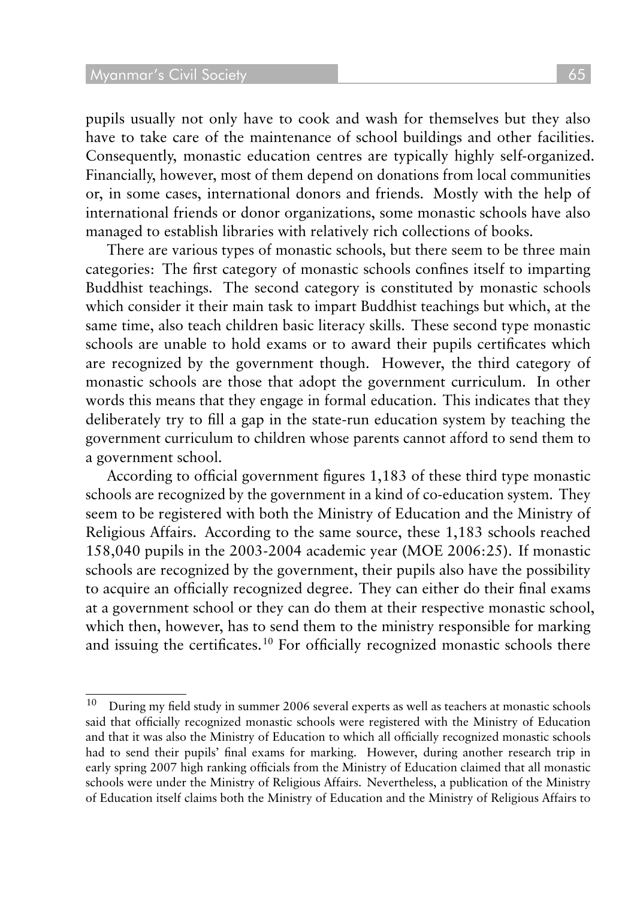pupils usually not only have to cook and wash for themselves but they also have to take care of the maintenance of school buildings and other facilities. Consequently, monastic education centres are typically highly self-organized. Financially, however, most of them depend on donations from local communities or, in some cases, international donors and friends. Mostly with the help of international friends or donor organizations, some monastic schools have also managed to establish libraries with relatively rich collections of books.

There are various types of monastic schools, but there seem to be three main categories: The first category of monastic schools confines itself to imparting Buddhist teachings. The second category is constituted by monastic schools which consider it their main task to impart Buddhist teachings but which, at the same time, also teach children basic literacy skills. These second type monastic schools are unable to hold exams or to award their pupils certificates which are recognized by the government though. However, the third category of monastic schools are those that adopt the government curriculum. In other words this means that they engage in formal education. This indicates that they deliberately try to fill a gap in the state-run education system by teaching the government curriculum to children whose parents cannot afford to send them to a government school.

According to official government figures 1,183 of these third type monastic schools are recognized by the government in a kind of co-education system. They seem to be registered with both the Ministry of Education and the Ministry of Religious Affairs. According to the same source, these 1,183 schools reached 158,040 pupils in the 2003-2004 academic year (MOE 2006:25). If monastic schools are recognized by the government, their pupils also have the possibility to acquire an officially recognized degree. They can either do their final exams at a government school or they can do them at their respective monastic school, which then, however, has to send them to the ministry responsible for marking and issuing the certificates.[10] For officially recognized monastic schools there

---

[10] During my field study in summer 2006 several experts as well as teachers at monastic schools said that officially recognized monastic schools were registered with the Ministry of Education and that it was also the Ministry of Education to which all officially recognized monastic schools had to send their pupils' final exams for marking. However, during another research trip in early spring 2007 high ranking officials from the Ministry of Education claimed that all monastic schools were under the Ministry of Religious Affairs. Nevertheless, a publication of the Ministry of Education itself claims both the Ministry of Education and the Ministry of Religious Affairs to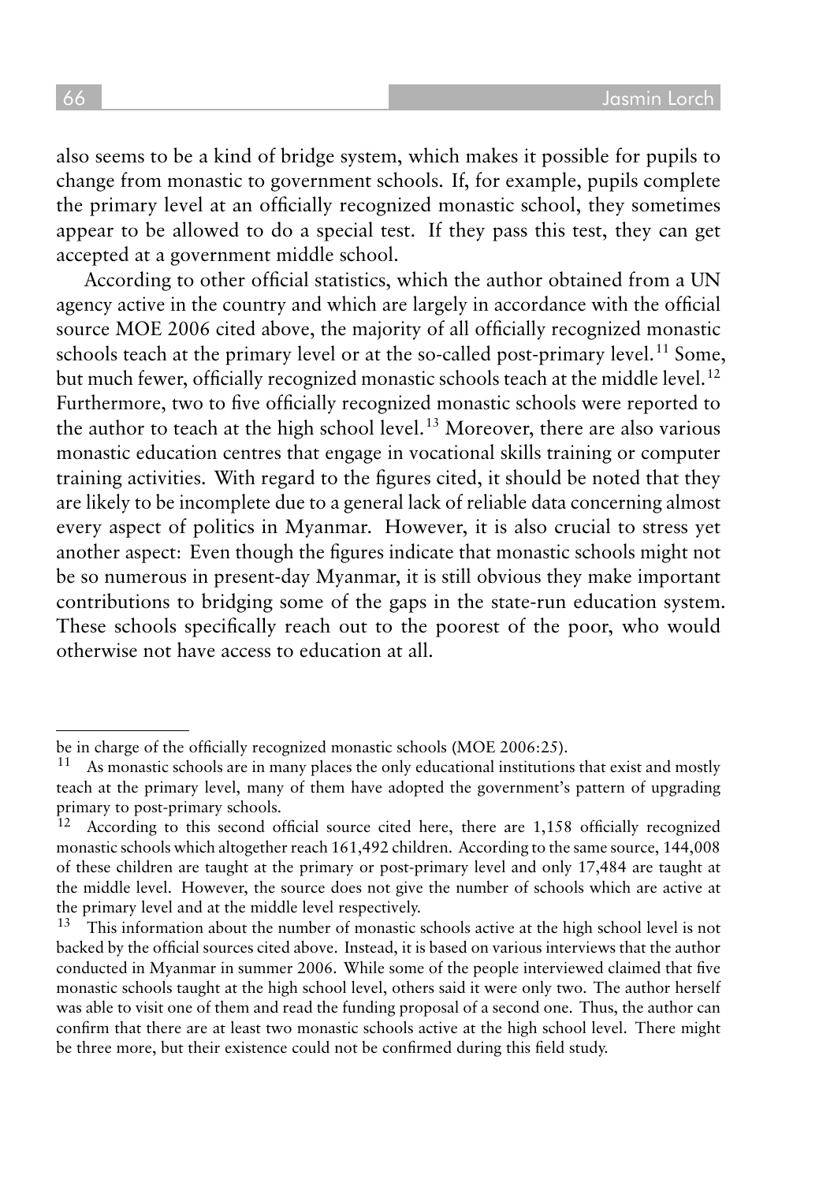also seems to be a kind of bridge system, which makes it possible for pupils to change from monastic to government schools. If, for example, pupils complete the primary level at an officially recognized monastic school, they sometimes appear to be allowed to do a special test. If they pass this test, they can get accepted at a government middle school.

According to other official statistics, which the author obtained from a UN agency active in the country and which are largely in accordance with the official source MOE 2006 cited above, the majority of all officially recognized monastic schools teach at the primary level or at the so-called post-primary level.[11] Some, but much fewer, officially recognized monastic schools teach at the middle level.[12] Furthermore, two to five officially recognized monastic schools were reported to the author to teach at the high school level.[13] Moreover, there are also various monastic education centres that engage in vocational skills training or computer training activities. With regard to the figures cited, it should be noted that they are likely to be incomplete due to a general lack of reliable data concerning almost every aspect of politics in Myanmar. However, it is also crucial to stress yet another aspect: Even though the figures indicate that monastic schools might not be so numerous in present-day Myanmar, it is still obvious they make important contributions to bridging some of the gaps in the state-run education system. These schools specifically reach out to the poorest of the poor, who would otherwise not have access to education at all.

---

be in charge of the officially recognized monastic schools (MOE 2006:25).

[11] As monastic schools are in many places the only educational institutions that exist and mostly teach at the primary level, many of them have adopted the government's pattern of upgrading primary to post-primary schools.

[12] According to this second official source cited here, there are 1,158 officially recognized monastic schools which altogether reach 161,492 children. According to the same source, 144,008 of these children are taught at the primary or post-primary level and only 17,484 are taught at the middle level. However, the source does not give the number of schools which are active at the primary level and at the middle level respectively.

[13] This information about the number of monastic schools active at the high school level is not backed by the official sources cited above. Instead, it is based on various interviews that the author conducted in Myanmar in summer 2006. While some of the people interviewed claimed that five monastic schools taught at the high school level, others said it were only two. The author herself was able to visit one of them and read the funding proposal of a second one. Thus, the author can confirm that there are at least two monastic schools active at the high school level. There might be three more, but their existence could not be confirmed during this field study.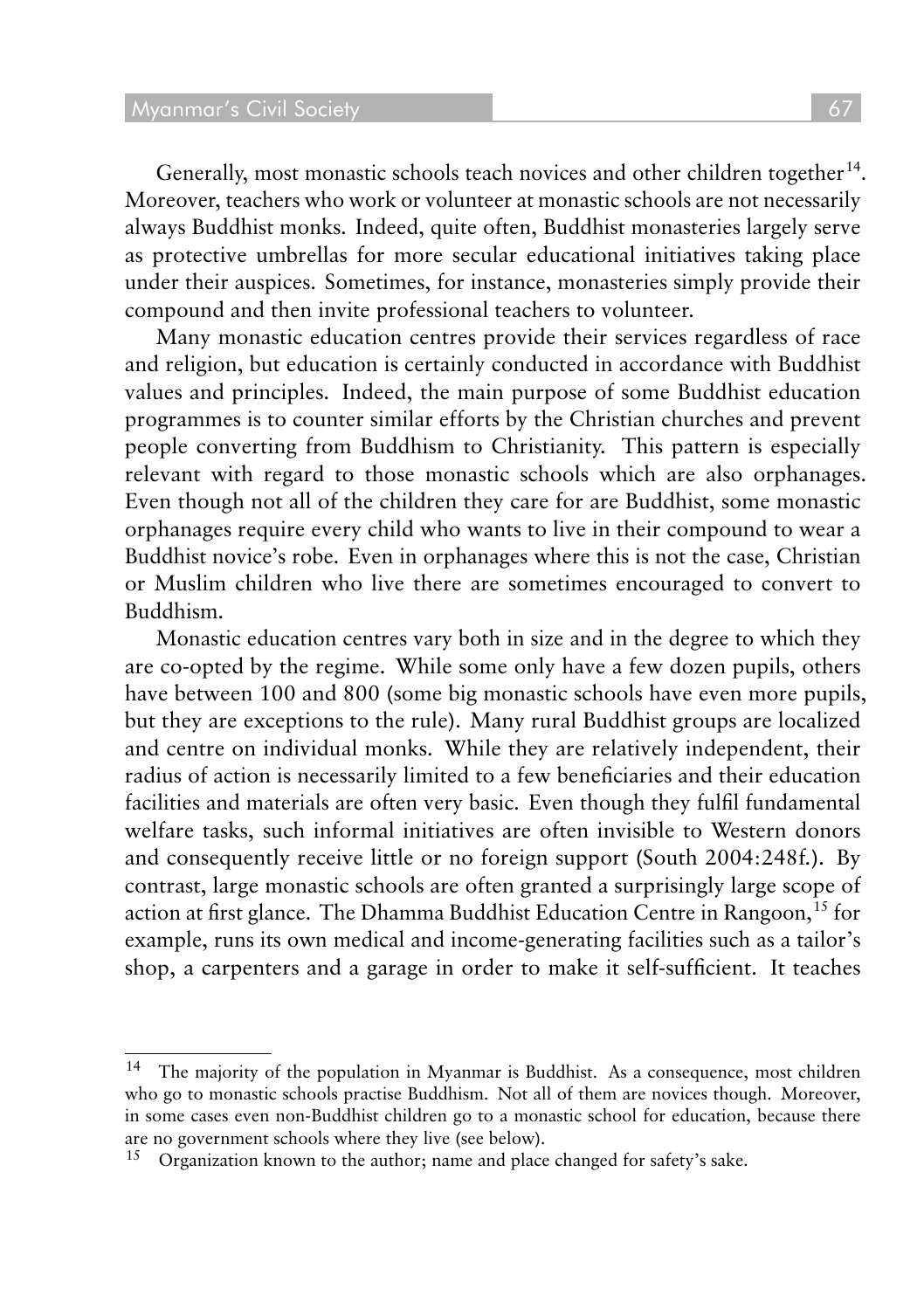Generally, most monastic schools teach novices and other children together[14]. Moreover, teachers who work or volunteer at monastic schools are not necessarily always Buddhist monks. Indeed, quite often, Buddhist monasteries largely serve as protective umbrellas for more secular educational initiatives taking place under their auspices. Sometimes, for instance, monasteries simply provide their compound and then invite professional teachers to volunteer.

Many monastic education centres provide their services regardless of race and religion, but education is certainly conducted in accordance with Buddhist values and principles. Indeed, the main purpose of some Buddhist education programmes is to counter similar efforts by the Christian churches and prevent people converting from Buddhism to Christianity. This pattern is especially relevant with regard to those monastic schools which are also orphanages. Even though not all of the children they care for are Buddhist, some monastic orphanages require every child who wants to live in their compound to wear a Buddhist novice's robe. Even in orphanages where this is not the case, Christian or Muslim children who live there are sometimes encouraged to convert to Buddhism.

Monastic education centres vary both in size and in the degree to which they are co-opted by the regime. While some only have a few dozen pupils, others have between 100 and 800 (some big monastic schools have even more pupils, but they are exceptions to the rule). Many rural Buddhist groups are localized and centre on individual monks. While they are relatively independent, their radius of action is necessarily limited to a few beneficiaries and their education facilities and materials are often very basic. Even though they fulfil fundamental welfare tasks, such informal initiatives are often invisible to Western donors and consequently receive little or no foreign support (South 2004:248f.). By contrast, large monastic schools are often granted a surprisingly large scope of action at first glance. The Dhamma Buddhist Education Centre in Rangoon,[15] for example, runs its own medical and income-generating facilities such as a tailor's shop, a carpenters and a garage in order to make it self-sufficient. It teaches

---

[14] The majority of the population in Myanmar is Buddhist. As a consequence, most children who go to monastic schools practise Buddhism. Not all of them are novices though. Moreover, in some cases even non-Buddhist children go to a monastic school for education, because there are no government schools where they live (see below).

[15] Organization known to the author; name and place changed for safety's sake.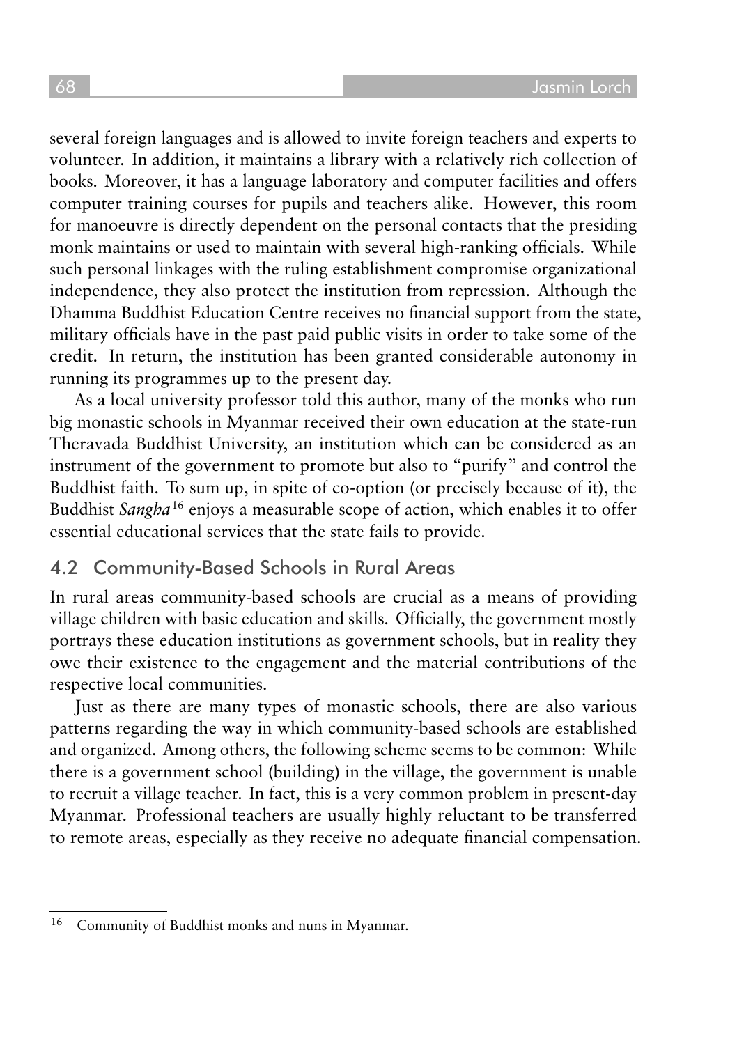several foreign languages and is allowed to invite foreign teachers and experts to volunteer. In addition, it maintains a library with a relatively rich collection of books. Moreover, it has a language laboratory and computer facilities and offers computer training courses for pupils and teachers alike. However, this room for manoeuvre is directly dependent on the personal contacts that the presiding monk maintains or used to maintain with several high-ranking officials. While such personal linkages with the ruling establishment compromise organizational independence, they also protect the institution from repression. Although the Dhamma Buddhist Education Centre receives no financial support from the state, military officials have in the past paid public visits in order to take some of the credit. In return, the institution has been granted considerable autonomy in running its programmes up to the present day.

As a local university professor told this author, many of the monks who run big monastic schools in Myanmar received their own education at the state-run Theravada Buddhist University, an institution which can be considered as an instrument of the government to promote but also to "purify" and control the Buddhist faith. To sum up, in spite of co-option (or precisely because of it), the Buddhist *Sangha*[16] enjoys a measurable scope of action, which enables it to offer essential educational services that the state fails to provide.

## 4.2 Community-Based Schools in Rural Areas

In rural areas community-based schools are crucial as a means of providing village children with basic education and skills. Officially, the government mostly portrays these education institutions as government schools, but in reality they owe their existence to the engagement and the material contributions of the respective local communities.

Just as there are many types of monastic schools, there are also various patterns regarding the way in which community-based schools are established and organized. Among others, the following scheme seems to be common: While there is a government school (building) in the village, the government is unable to recruit a village teacher. In fact, this is a very common problem in present-day Myanmar. Professional teachers are usually highly reluctant to be transferred to remote areas, especially as they receive no adequate financial compensation.

[16] Community of Buddhist monks and nuns in Myanmar.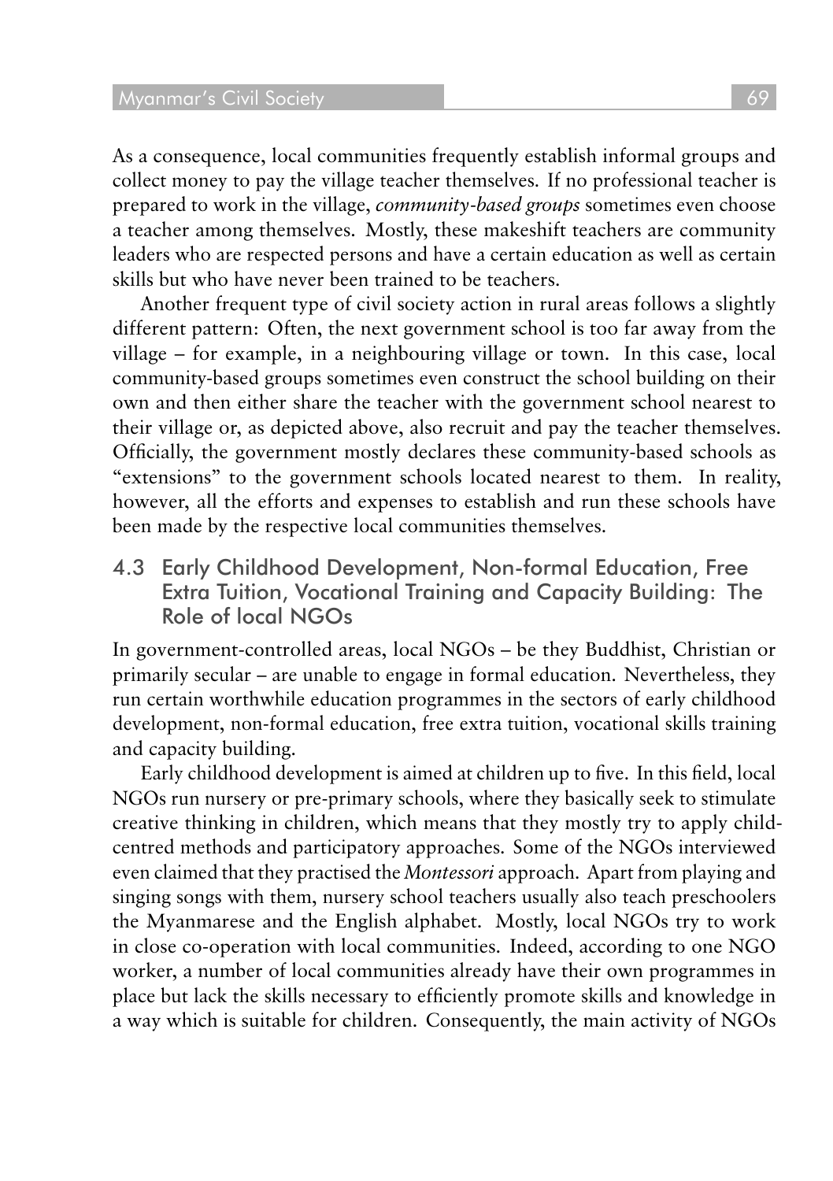As a consequence, local communities frequently establish informal groups and collect money to pay the village teacher themselves. If no professional teacher is prepared to work in the village, *community-based groups* sometimes even choose a teacher among themselves. Mostly, these makeshift teachers are community leaders who are respected persons and have a certain education as well as certain skills but who have never been trained to be teachers.

Another frequent type of civil society action in rural areas follows a slightly different pattern: Often, the next government school is too far away from the village – for example, in a neighbouring village or town. In this case, local community-based groups sometimes even construct the school building on their own and then either share the teacher with the government school nearest to their village or, as depicted above, also recruit and pay the teacher themselves. Officially, the government mostly declares these community-based schools as "extensions" to the government schools located nearest to them. In reality, however, all the efforts and expenses to establish and run these schools have been made by the respective local communities themselves.

## 4.3 Early Childhood Development, Non-formal Education, Free Extra Tuition, Vocational Training and Capacity Building: The Role of local NGOs

In government-controlled areas, local NGOs – be they Buddhist, Christian or primarily secular – are unable to engage in formal education. Nevertheless, they run certain worthwhile education programmes in the sectors of early childhood development, non-formal education, free extra tuition, vocational skills training and capacity building.

Early childhood development is aimed at children up to five. In this field, local NGOs run nursery or pre-primary schools, where they basically seek to stimulate creative thinking in children, which means that they mostly try to apply child-centred methods and participatory approaches. Some of the NGOs interviewed even claimed that they practised the *Montessori* approach. Apart from playing and singing songs with them, nursery school teachers usually also teach preschoolers the Myanmarese and the English alphabet. Mostly, local NGOs try to work in close co-operation with local communities. Indeed, according to one NGO worker, a number of local communities already have their own programmes in place but lack the skills necessary to efficiently promote skills and knowledge in a way which is suitable for children. Consequently, the main activity of NGOs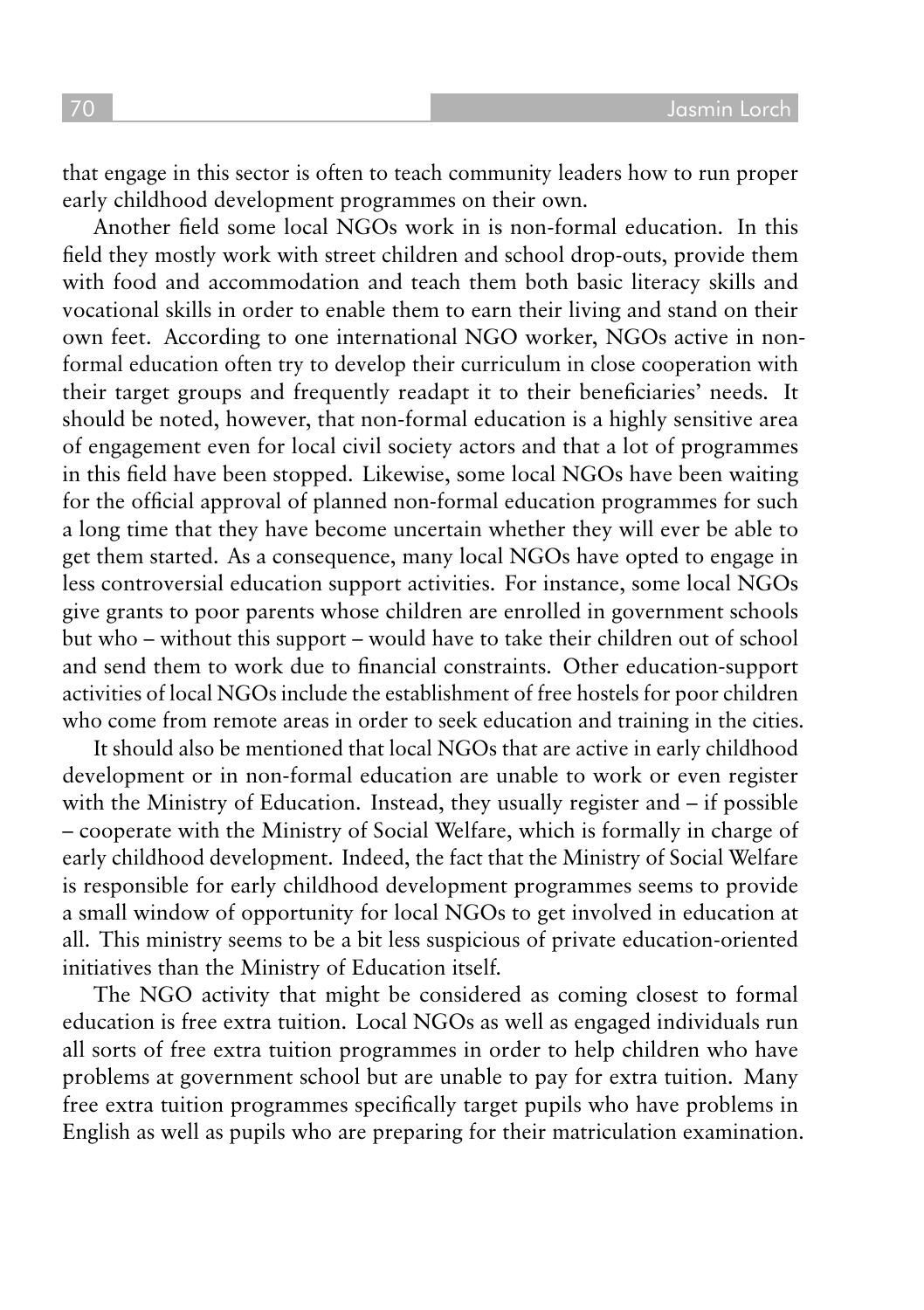that engage in this sector is often to teach community leaders how to run proper early childhood development programmes on their own.

Another field some local NGOs work in is non-formal education. In this field they mostly work with street children and school drop-outs, provide them with food and accommodation and teach them both basic literacy skills and vocational skills in order to enable them to earn their living and stand on their own feet. According to one international NGO worker, NGOs active in non-formal education often try to develop their curriculum in close cooperation with their target groups and frequently readapt it to their beneficiaries' needs. It should be noted, however, that non-formal education is a highly sensitive area of engagement even for local civil society actors and that a lot of programmes in this field have been stopped. Likewise, some local NGOs have been waiting for the official approval of planned non-formal education programmes for such a long time that they have become uncertain whether they will ever be able to get them started. As a consequence, many local NGOs have opted to engage in less controversial education support activities. For instance, some local NGOs give grants to poor parents whose children are enrolled in government schools but who – without this support – would have to take their children out of school and send them to work due to financial constraints. Other education-support activities of local NGOs include the establishment of free hostels for poor children who come from remote areas in order to seek education and training in the cities.

It should also be mentioned that local NGOs that are active in early childhood development or in non-formal education are unable to work or even register with the Ministry of Education. Instead, they usually register and – if possible – cooperate with the Ministry of Social Welfare, which is formally in charge of early childhood development. Indeed, the fact that the Ministry of Social Welfare is responsible for early childhood development programmes seems to provide a small window of opportunity for local NGOs to get involved in education at all. This ministry seems to be a bit less suspicious of private education-oriented initiatives than the Ministry of Education itself.

The NGO activity that might be considered as coming closest to formal education is free extra tuition. Local NGOs as well as engaged individuals run all sorts of free extra tuition programmes in order to help children who have problems at government school but are unable to pay for extra tuition. Many free extra tuition programmes specifically target pupils who have problems in English as well as pupils who are preparing for their matriculation examination.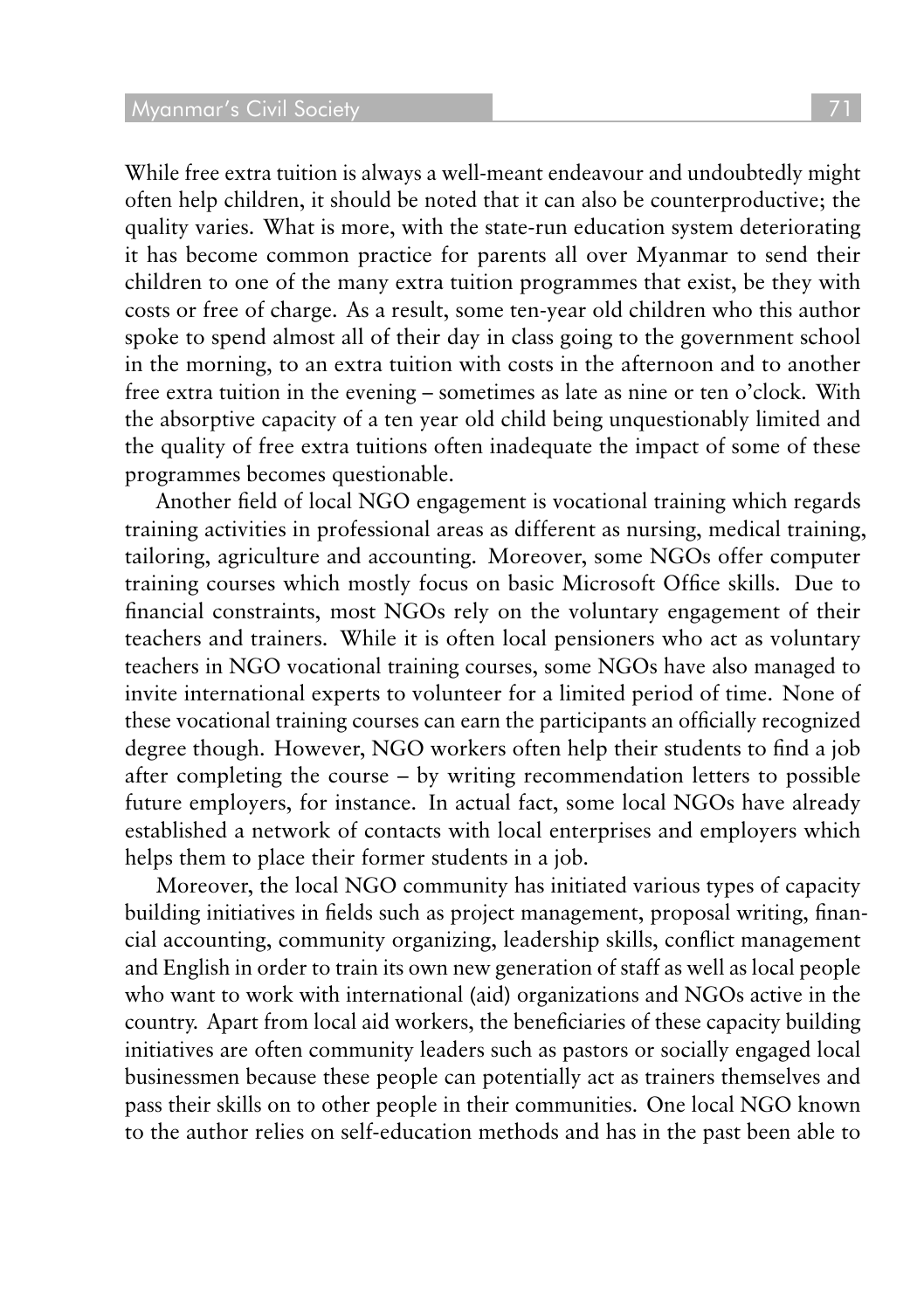While free extra tuition is always a well-meant endeavour and undoubtedly might often help children, it should be noted that it can also be counterproductive; the quality varies. What is more, with the state-run education system deteriorating it has become common practice for parents all over Myanmar to send their children to one of the many extra tuition programmes that exist, be they with costs or free of charge. As a result, some ten-year old children who this author spoke to spend almost all of their day in class going to the government school in the morning, to an extra tuition with costs in the afternoon and to another free extra tuition in the evening – sometimes as late as nine or ten o'clock. With the absorptive capacity of a ten year old child being unquestionably limited and the quality of free extra tuitions often inadequate the impact of some of these programmes becomes questionable.

Another field of local NGO engagement is vocational training which regards training activities in professional areas as different as nursing, medical training, tailoring, agriculture and accounting. Moreover, some NGOs offer computer training courses which mostly focus on basic Microsoft Office skills. Due to financial constraints, most NGOs rely on the voluntary engagement of their teachers and trainers. While it is often local pensioners who act as voluntary teachers in NGO vocational training courses, some NGOs have also managed to invite international experts to volunteer for a limited period of time. None of these vocational training courses can earn the participants an officially recognized degree though. However, NGO workers often help their students to find a job after completing the course – by writing recommendation letters to possible future employers, for instance. In actual fact, some local NGOs have already established a network of contacts with local enterprises and employers which helps them to place their former students in a job.

Moreover, the local NGO community has initiated various types of capacity building initiatives in fields such as project management, proposal writing, financial accounting, community organizing, leadership skills, conflict management and English in order to train its own new generation of staff as well as local people who want to work with international (aid) organizations and NGOs active in the country. Apart from local aid workers, the beneficiaries of these capacity building initiatives are often community leaders such as pastors or socially engaged local businessmen because these people can potentially act as trainers themselves and pass their skills on to other people in their communities. One local NGO known to the author relies on self-education methods and has in the past been able to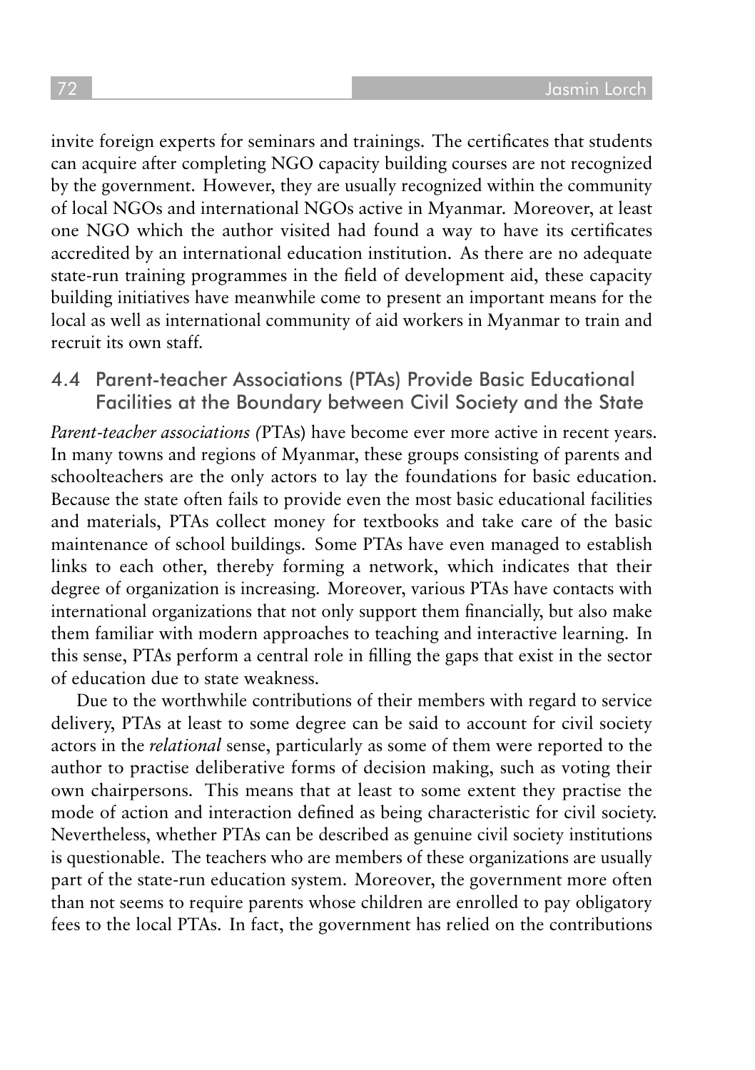invite foreign experts for seminars and trainings. The certificates that students can acquire after completing NGO capacity building courses are not recognized by the government. However, they are usually recognized within the community of local NGOs and international NGOs active in Myanmar. Moreover, at least one NGO which the author visited had found a way to have its certificates accredited by an international education institution. As there are no adequate state-run training programmes in the field of development aid, these capacity building initiatives have meanwhile come to present an important means for the local as well as international community of aid workers in Myanmar to train and recruit its own staff.

## 4.4 Parent-teacher Associations (PTAs) Provide Basic Educational Facilities at the Boundary between Civil Society and the State

*Parent-teacher associations (*PTAs) have become ever more active in recent years. In many towns and regions of Myanmar, these groups consisting of parents and schoolteachers are the only actors to lay the foundations for basic education. Because the state often fails to provide even the most basic educational facilities and materials, PTAs collect money for textbooks and take care of the basic maintenance of school buildings. Some PTAs have even managed to establish links to each other, thereby forming a network, which indicates that their degree of organization is increasing. Moreover, various PTAs have contacts with international organizations that not only support them financially, but also make them familiar with modern approaches to teaching and interactive learning. In this sense, PTAs perform a central role in filling the gaps that exist in the sector of education due to state weakness.

Due to the worthwhile contributions of their members with regard to service delivery, PTAs at least to some degree can be said to account for civil society actors in the *relational* sense, particularly as some of them were reported to the author to practise deliberative forms of decision making, such as voting their own chairpersons. This means that at least to some extent they practise the mode of action and interaction defined as being characteristic for civil society. Nevertheless, whether PTAs can be described as genuine civil society institutions is questionable. The teachers who are members of these organizations are usually part of the state-run education system. Moreover, the government more often than not seems to require parents whose children are enrolled to pay obligatory fees to the local PTAs. In fact, the government has relied on the contributions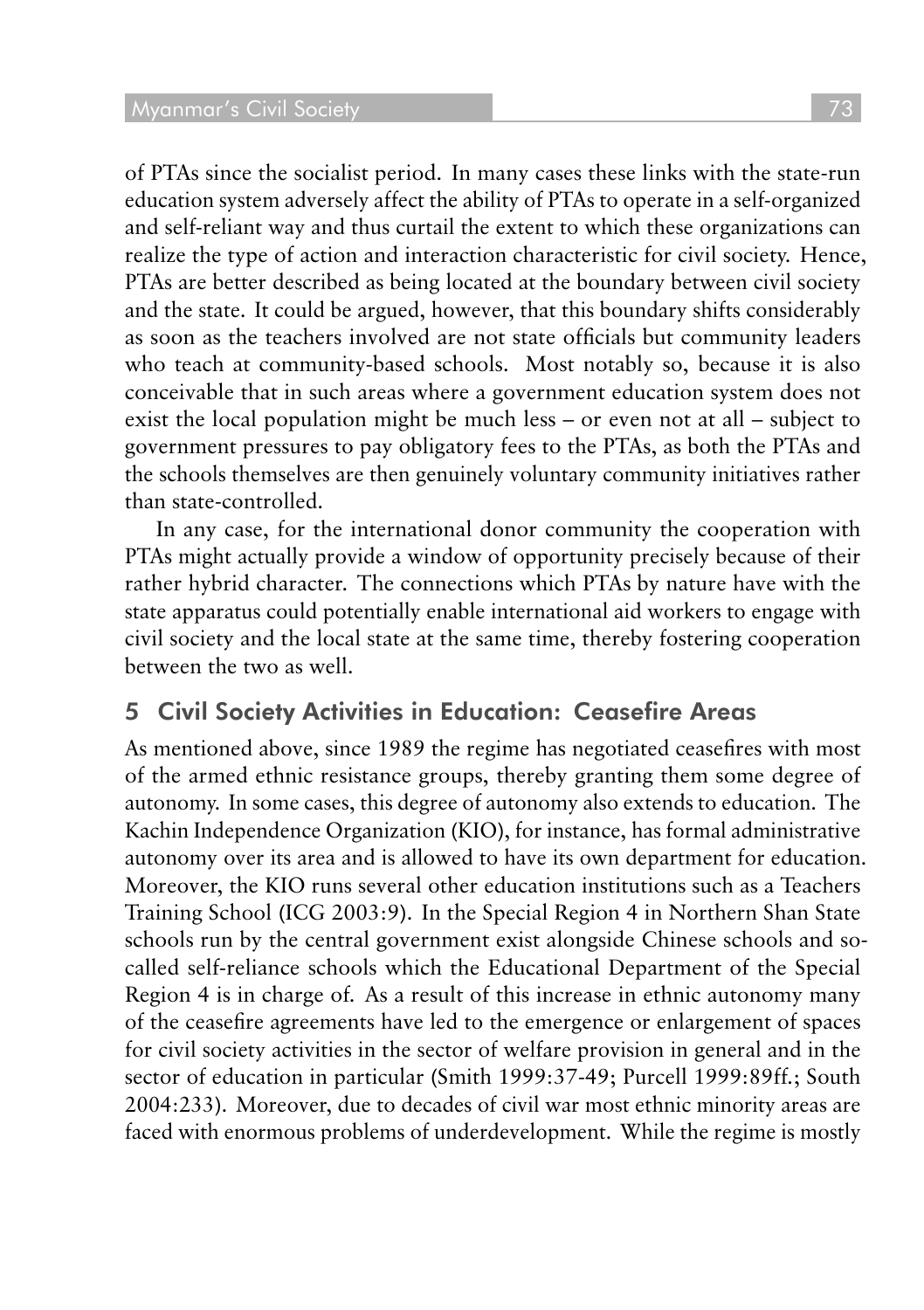of PTAs since the socialist period. In many cases these links with the state-run education system adversely affect the ability of PTAs to operate in a self-organized and self-reliant way and thus curtail the extent to which these organizations can realize the type of action and interaction characteristic for civil society. Hence, PTAs are better described as being located at the boundary between civil society and the state. It could be argued, however, that this boundary shifts considerably as soon as the teachers involved are not state officials but community leaders who teach at community-based schools. Most notably so, because it is also conceivable that in such areas where a government education system does not exist the local population might be much less – or even not at all – subject to government pressures to pay obligatory fees to the PTAs, as both the PTAs and the schools themselves are then genuinely voluntary community initiatives rather than state-controlled.

In any case, for the international donor community the cooperation with PTAs might actually provide a window of opportunity precisely because of their rather hybrid character. The connections which PTAs by nature have with the state apparatus could potentially enable international aid workers to engage with civil society and the local state at the same time, thereby fostering cooperation between the two as well.

## 5 Civil Society Activities in Education: Ceasefire Areas

As mentioned above, since 1989 the regime has negotiated ceasefires with most of the armed ethnic resistance groups, thereby granting them some degree of autonomy. In some cases, this degree of autonomy also extends to education. The Kachin Independence Organization (KIO), for instance, has formal administrative autonomy over its area and is allowed to have its own department for education. Moreover, the KIO runs several other education institutions such as a Teachers Training School (ICG 2003:9). In the Special Region 4 in Northern Shan State schools run by the central government exist alongside Chinese schools and so-called self-reliance schools which the Educational Department of the Special Region 4 is in charge of. As a result of this increase in ethnic autonomy many of the ceasefire agreements have led to the emergence or enlargement of spaces for civil society activities in the sector of welfare provision in general and in the sector of education in particular (Smith 1999:37-49; Purcell 1999:89ff.; South 2004:233). Moreover, due to decades of civil war most ethnic minority areas are faced with enormous problems of underdevelopment. While the regime is mostly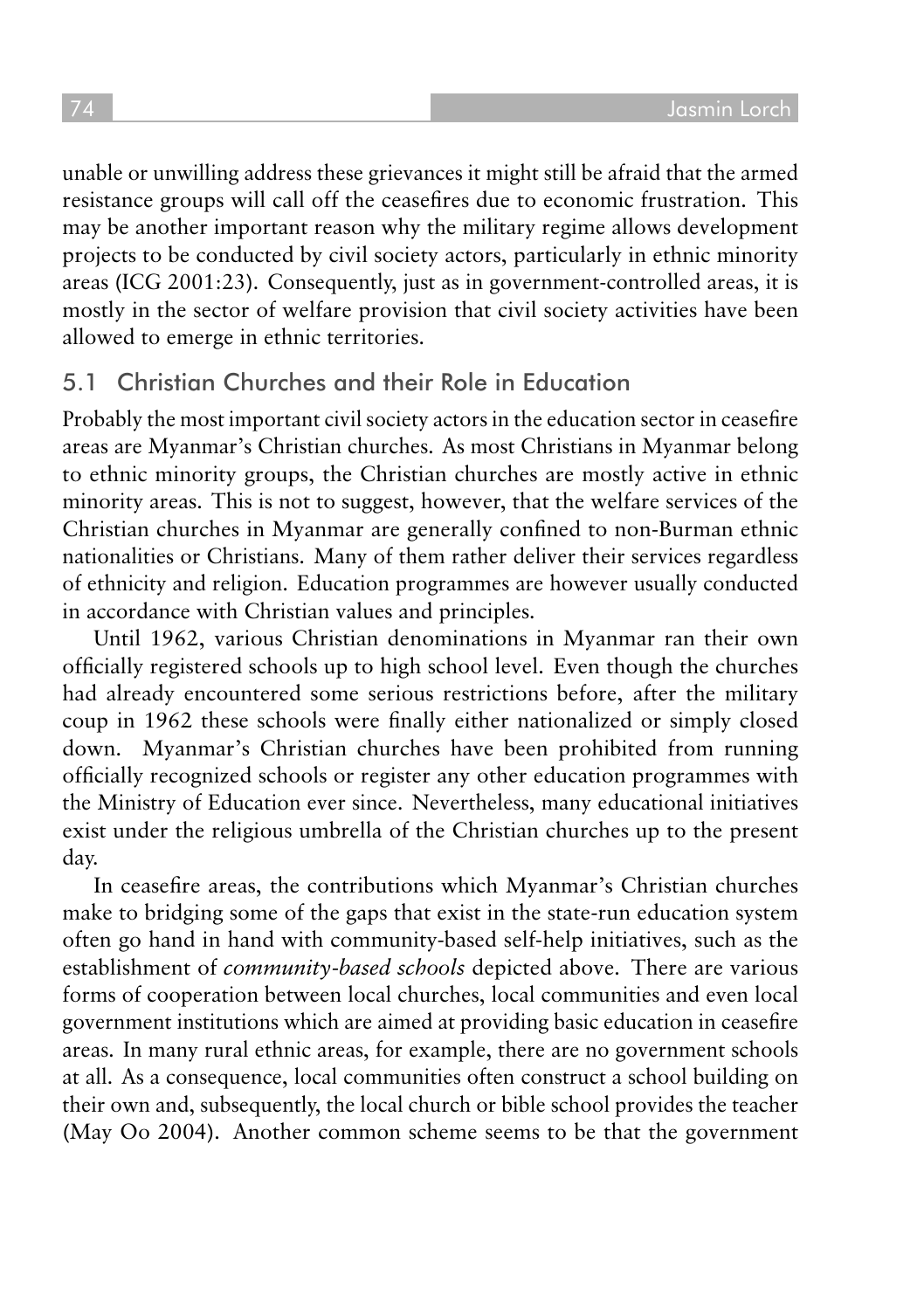unable or unwilling address these grievances it might still be afraid that the armed resistance groups will call off the ceasefires due to economic frustration. This may be another important reason why the military regime allows development projects to be conducted by civil society actors, particularly in ethnic minority areas (ICG 2001:23). Consequently, just as in government-controlled areas, it is mostly in the sector of welfare provision that civil society activities have been allowed to emerge in ethnic territories.

## 5.1 Christian Churches and their Role in Education

Probably the most important civil society actors in the education sector in ceasefire areas are Myanmar's Christian churches. As most Christians in Myanmar belong to ethnic minority groups, the Christian churches are mostly active in ethnic minority areas. This is not to suggest, however, that the welfare services of the Christian churches in Myanmar are generally confined to non-Burman ethnic nationalities or Christians. Many of them rather deliver their services regardless of ethnicity and religion. Education programmes are however usually conducted in accordance with Christian values and principles.

Until 1962, various Christian denominations in Myanmar ran their own officially registered schools up to high school level. Even though the churches had already encountered some serious restrictions before, after the military coup in 1962 these schools were finally either nationalized or simply closed down. Myanmar's Christian churches have been prohibited from running officially recognized schools or register any other education programmes with the Ministry of Education ever since. Nevertheless, many educational initiatives exist under the religious umbrella of the Christian churches up to the present day.

In ceasefire areas, the contributions which Myanmar's Christian churches make to bridging some of the gaps that exist in the state-run education system often go hand in hand with community-based self-help initiatives, such as the establishment of *community-based schools* depicted above. There are various forms of cooperation between local churches, local communities and even local government institutions which are aimed at providing basic education in ceasefire areas. In many rural ethnic areas, for example, there are no government schools at all. As a consequence, local communities often construct a school building on their own and, subsequently, the local church or bible school provides the teacher (May Oo 2004). Another common scheme seems to be that the government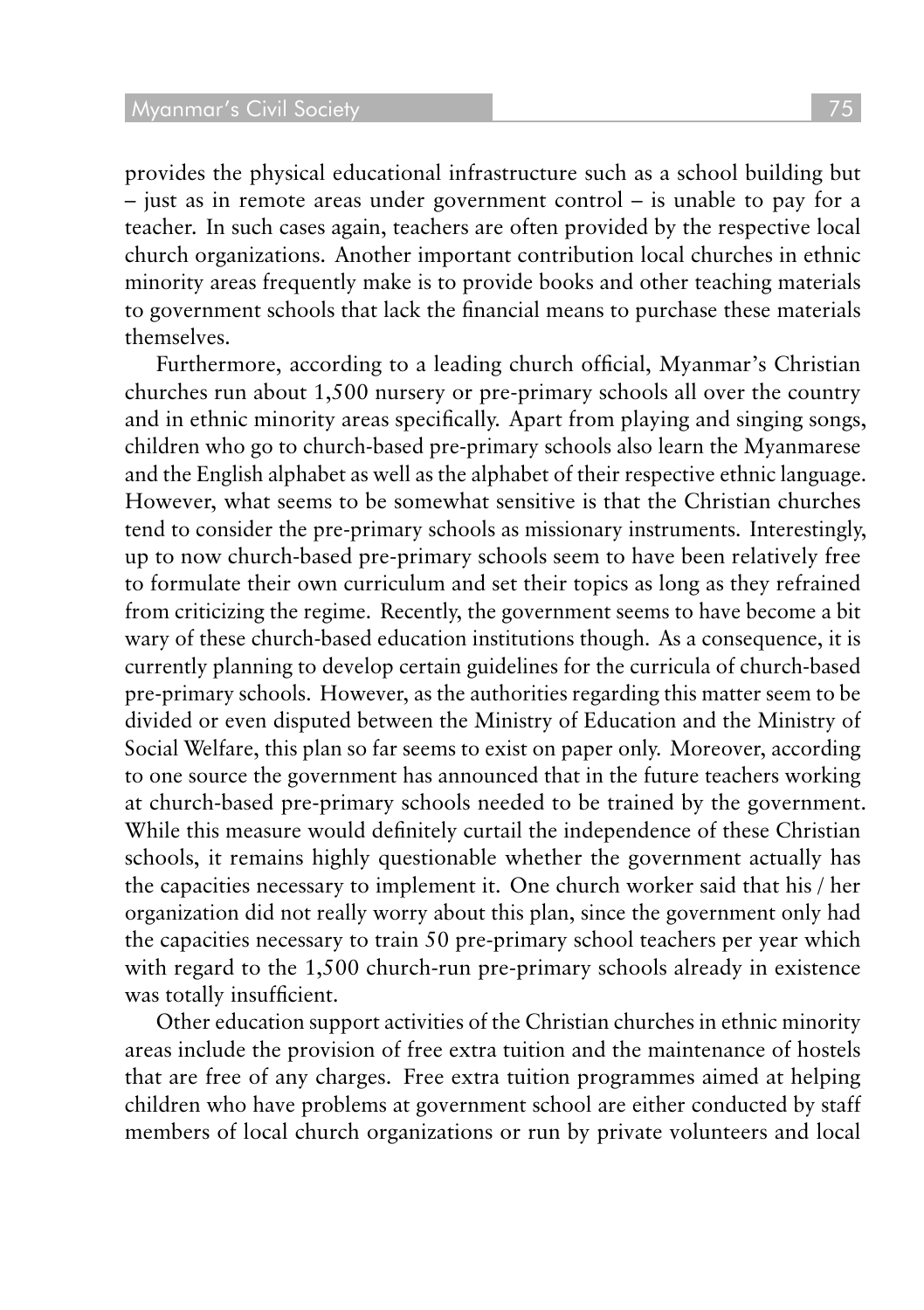provides the physical educational infrastructure such as a school building but – just as in remote areas under government control – is unable to pay for a teacher. In such cases again, teachers are often provided by the respective local church organizations. Another important contribution local churches in ethnic minority areas frequently make is to provide books and other teaching materials to government schools that lack the financial means to purchase these materials themselves.

Furthermore, according to a leading church official, Myanmar's Christian churches run about 1,500 nursery or pre-primary schools all over the country and in ethnic minority areas specifically. Apart from playing and singing songs, children who go to church-based pre-primary schools also learn the Myanmarese and the English alphabet as well as the alphabet of their respective ethnic language. However, what seems to be somewhat sensitive is that the Christian churches tend to consider the pre-primary schools as missionary instruments. Interestingly, up to now church-based pre-primary schools seem to have been relatively free to formulate their own curriculum and set their topics as long as they refrained from criticizing the regime. Recently, the government seems to have become a bit wary of these church-based education institutions though. As a consequence, it is currently planning to develop certain guidelines for the curricula of church-based pre-primary schools. However, as the authorities regarding this matter seem to be divided or even disputed between the Ministry of Education and the Ministry of Social Welfare, this plan so far seems to exist on paper only. Moreover, according to one source the government has announced that in the future teachers working at church-based pre-primary schools needed to be trained by the government. While this measure would definitely curtail the independence of these Christian schools, it remains highly questionable whether the government actually has the capacities necessary to implement it. One church worker said that his / her organization did not really worry about this plan, since the government only had the capacities necessary to train 50 pre-primary school teachers per year which with regard to the 1,500 church-run pre-primary schools already in existence was totally insufficient.

Other education support activities of the Christian churches in ethnic minority areas include the provision of free extra tuition and the maintenance of hostels that are free of any charges. Free extra tuition programmes aimed at helping children who have problems at government school are either conducted by staff members of local church organizations or run by private volunteers and local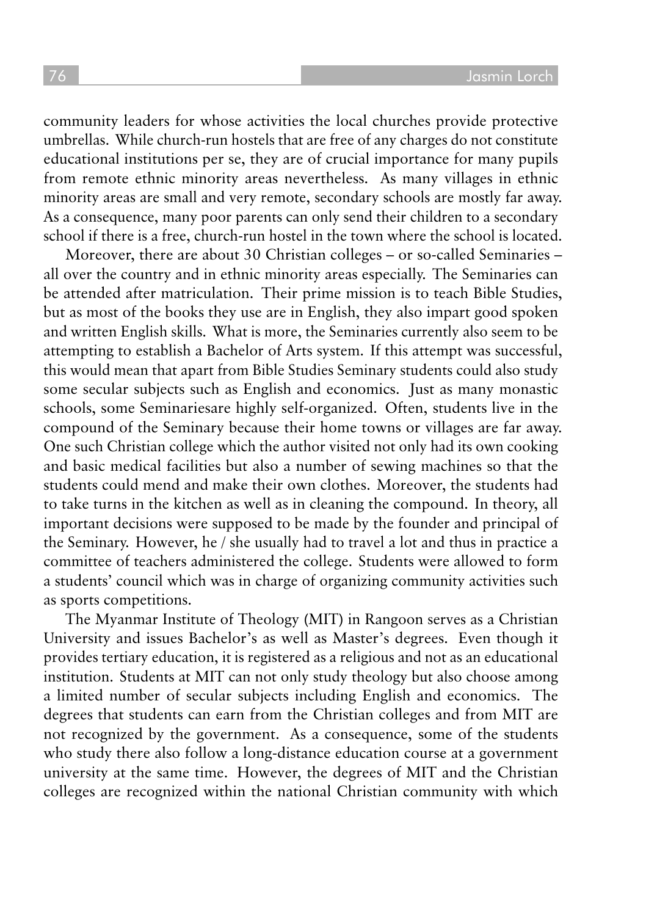community leaders for whose activities the local churches provide protective umbrellas. While church-run hostels that are free of any charges do not constitute educational institutions per se, they are of crucial importance for many pupils from remote ethnic minority areas nevertheless. As many villages in ethnic minority areas are small and very remote, secondary schools are mostly far away. As a consequence, many poor parents can only send their children to a secondary school if there is a free, church-run hostel in the town where the school is located.

Moreover, there are about 30 Christian colleges – or so-called Seminaries – all over the country and in ethnic minority areas especially. The Seminaries can be attended after matriculation. Their prime mission is to teach Bible Studies, but as most of the books they use are in English, they also impart good spoken and written English skills. What is more, the Seminaries currently also seem to be attempting to establish a Bachelor of Arts system. If this attempt was successful, this would mean that apart from Bible Studies Seminary students could also study some secular subjects such as English and economics. Just as many monastic schools, some Seminariesare highly self-organized. Often, students live in the compound of the Seminary because their home towns or villages are far away. One such Christian college which the author visited not only had its own cooking and basic medical facilities but also a number of sewing machines so that the students could mend and make their own clothes. Moreover, the students had to take turns in the kitchen as well as in cleaning the compound. In theory, all important decisions were supposed to be made by the founder and principal of the Seminary. However, he / she usually had to travel a lot and thus in practice a committee of teachers administered the college. Students were allowed to form a students' council which was in charge of organizing community activities such as sports competitions.

The Myanmar Institute of Theology (MIT) in Rangoon serves as a Christian University and issues Bachelor's as well as Master's degrees. Even though it provides tertiary education, it is registered as a religious and not as an educational institution. Students at MIT can not only study theology but also choose among a limited number of secular subjects including English and economics. The degrees that students can earn from the Christian colleges and from MIT are not recognized by the government. As a consequence, some of the students who study there also follow a long-distance education course at a government university at the same time. However, the degrees of MIT and the Christian colleges are recognized within the national Christian community with which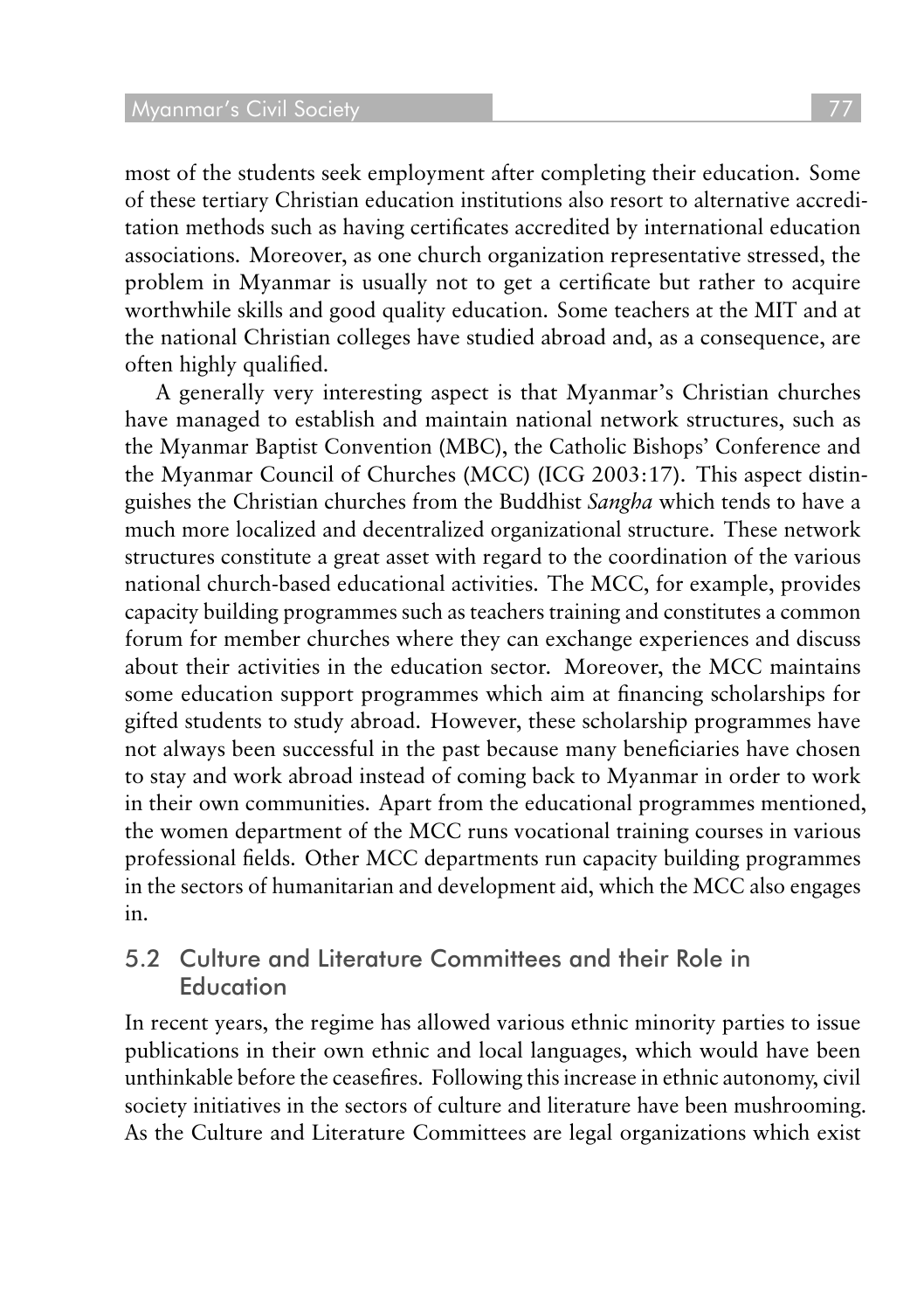most of the students seek employment after completing their education. Some of these tertiary Christian education institutions also resort to alternative accreditation methods such as having certificates accredited by international education associations. Moreover, as one church organization representative stressed, the problem in Myanmar is usually not to get a certificate but rather to acquire worthwhile skills and good quality education. Some teachers at the MIT and at the national Christian colleges have studied abroad and, as a consequence, are often highly qualified.

A generally very interesting aspect is that Myanmar's Christian churches have managed to establish and maintain national network structures, such as the Myanmar Baptist Convention (MBC), the Catholic Bishops' Conference and the Myanmar Council of Churches (MCC) (ICG 2003:17). This aspect distinguishes the Christian churches from the Buddhist *Sangha* which tends to have a much more localized and decentralized organizational structure. These network structures constitute a great asset with regard to the coordination of the various national church-based educational activities. The MCC, for example, provides capacity building programmes such as teachers training and constitutes a common forum for member churches where they can exchange experiences and discuss about their activities in the education sector. Moreover, the MCC maintains some education support programmes which aim at financing scholarships for gifted students to study abroad. However, these scholarship programmes have not always been successful in the past because many beneficiaries have chosen to stay and work abroad instead of coming back to Myanmar in order to work in their own communities. Apart from the educational programmes mentioned, the women department of the MCC runs vocational training courses in various professional fields. Other MCC departments run capacity building programmes in the sectors of humanitarian and development aid, which the MCC also engages in.

## 5.2 Culture and Literature Committees and their Role in Education

In recent years, the regime has allowed various ethnic minority parties to issue publications in their own ethnic and local languages, which would have been unthinkable before the ceasefires. Following this increase in ethnic autonomy, civil society initiatives in the sectors of culture and literature have been mushrooming. As the Culture and Literature Committees are legal organizations which exist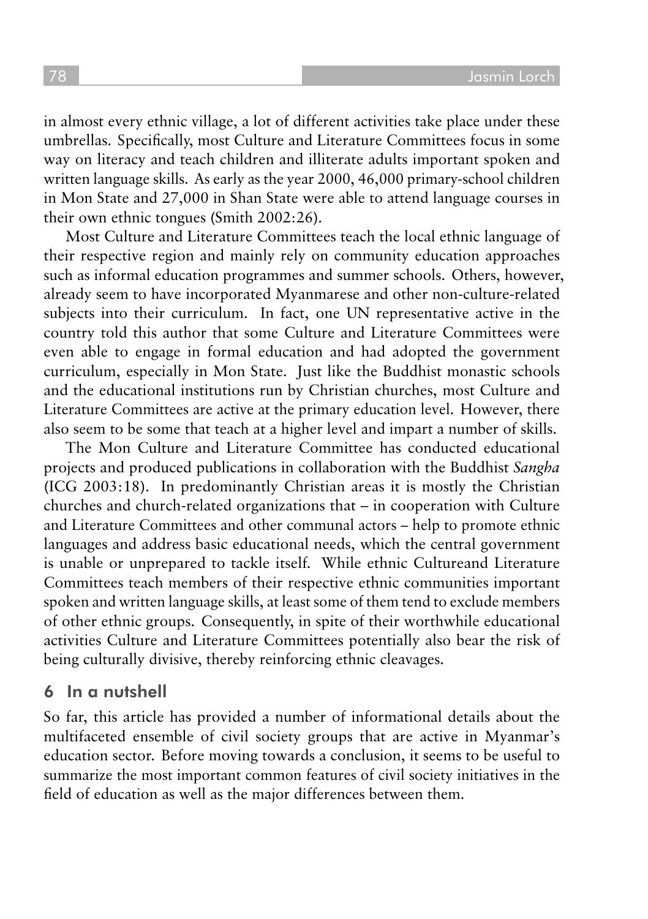in almost every ethnic village, a lot of different activities take place under these umbrellas. Specifically, most Culture and Literature Committees focus in some way on literacy and teach children and illiterate adults important spoken and written language skills. As early as the year 2000, 46,000 primary-school children in Mon State and 27,000 in Shan State were able to attend language courses in their own ethnic tongues (Smith 2002:26).

Most Culture and Literature Committees teach the local ethnic language of their respective region and mainly rely on community education approaches such as informal education programmes and summer schools. Others, however, already seem to have incorporated Myanmarese and other non-culture-related subjects into their curriculum. In fact, one UN representative active in the country told this author that some Culture and Literature Committees were even able to engage in formal education and had adopted the government curriculum, especially in Mon State. Just like the Buddhist monastic schools and the educational institutions run by Christian churches, most Culture and Literature Committees are active at the primary education level. However, there also seem to be some that teach at a higher level and impart a number of skills.

The Mon Culture and Literature Committee has conducted educational projects and produced publications in collaboration with the Buddhist *Sangha* (ICG 2003:18). In predominantly Christian areas it is mostly the Christian churches and church-related organizations that – in cooperation with Culture and Literature Committees and other communal actors – help to promote ethnic languages and address basic educational needs, which the central government is unable or unprepared to tackle itself. While ethnic Cultureand Literature Committees teach members of their respective ethnic communities important spoken and written language skills, at least some of them tend to exclude members of other ethnic groups. Consequently, in spite of their worthwhile educational activities Culture and Literature Committees potentially also bear the risk of being culturally divisive, thereby reinforcing ethnic cleavages.

## 6 In a nutshell

So far, this article has provided a number of informational details about the multifaceted ensemble of civil society groups that are active in Myanmar's education sector. Before moving towards a conclusion, it seems to be useful to summarize the most important common features of civil society initiatives in the field of education as well as the major differences between them.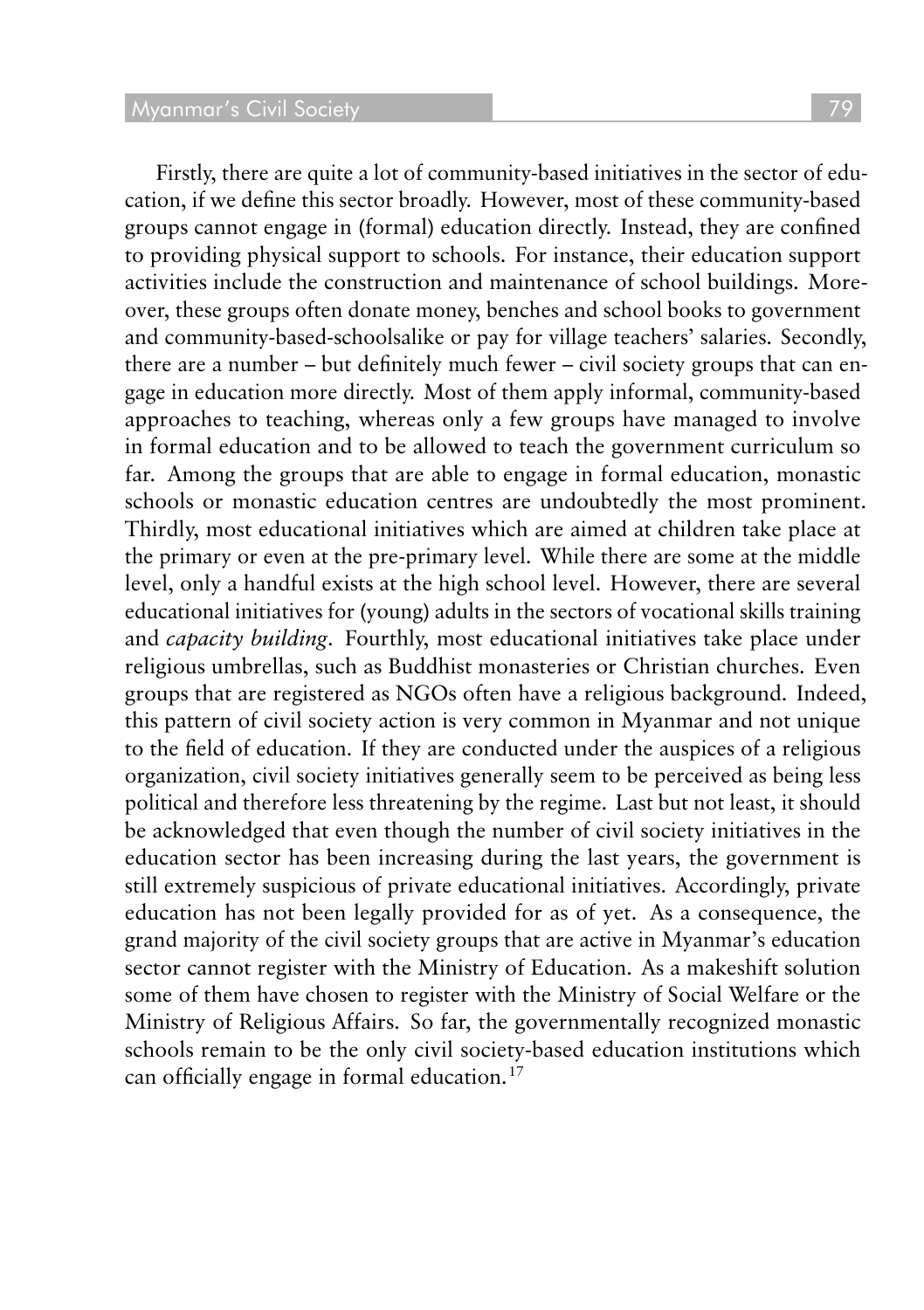Firstly, there are quite a lot of community-based initiatives in the sector of education, if we define this sector broadly. However, most of these community-based groups cannot engage in (formal) education directly. Instead, they are confined to providing physical support to schools. For instance, their education support activities include the construction and maintenance of school buildings. Moreover, these groups often donate money, benches and school books to government and community-based-schoolsalike or pay for village teachers' salaries. Secondly, there are a number – but definitely much fewer – civil society groups that can engage in education more directly. Most of them apply informal, community-based approaches to teaching, whereas only a few groups have managed to involve in formal education and to be allowed to teach the government curriculum so far. Among the groups that are able to engage in formal education, monastic schools or monastic education centres are undoubtedly the most prominent. Thirdly, most educational initiatives which are aimed at children take place at the primary or even at the pre-primary level. While there are some at the middle level, only a handful exists at the high school level. However, there are several educational initiatives for (young) adults in the sectors of vocational skills training and *capacity building*. Fourthly, most educational initiatives take place under religious umbrellas, such as Buddhist monasteries or Christian churches. Even groups that are registered as NGOs often have a religious background. Indeed, this pattern of civil society action is very common in Myanmar and not unique to the field of education. If they are conducted under the auspices of a religious organization, civil society initiatives generally seem to be perceived as being less political and therefore less threatening by the regime. Last but not least, it should be acknowledged that even though the number of civil society initiatives in the education sector has been increasing during the last years, the government is still extremely suspicious of private educational initiatives. Accordingly, private education has not been legally provided for as of yet. As a consequence, the grand majority of the civil society groups that are active in Myanmar's education sector cannot register with the Ministry of Education. As a makeshift solution some of them have chosen to register with the Ministry of Social Welfare or the Ministry of Religious Affairs. So far, the governmentally recognized monastic schools remain to be the only civil society-based education institutions which can officially engage in formal education.[17]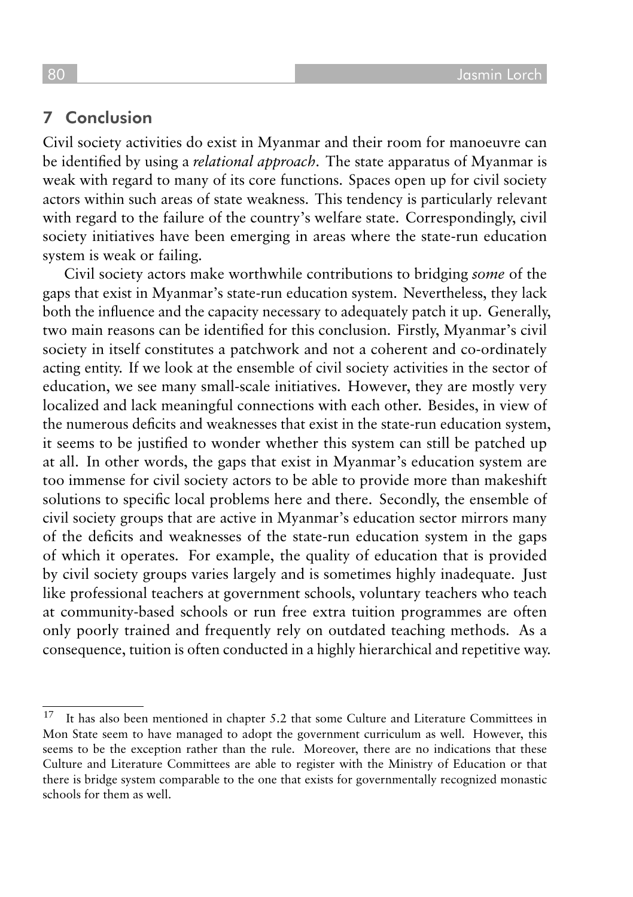## 7 Conclusion

Civil society activities do exist in Myanmar and their room for manoeuvre can be identified by using a *relational approach*. The state apparatus of Myanmar is weak with regard to many of its core functions. Spaces open up for civil society actors within such areas of state weakness. This tendency is particularly relevant with regard to the failure of the country's welfare state. Correspondingly, civil society initiatives have been emerging in areas where the state-run education system is weak or failing.

Civil society actors make worthwhile contributions to bridging *some* of the gaps that exist in Myanmar's state-run education system. Nevertheless, they lack both the influence and the capacity necessary to adequately patch it up. Generally, two main reasons can be identified for this conclusion. Firstly, Myanmar's civil society in itself constitutes a patchwork and not a coherent and co-ordinately acting entity. If we look at the ensemble of civil society activities in the sector of education, we see many small-scale initiatives. However, they are mostly very localized and lack meaningful connections with each other. Besides, in view of the numerous deficits and weaknesses that exist in the state-run education system, it seems to be justified to wonder whether this system can still be patched up at all. In other words, the gaps that exist in Myanmar's education system are too immense for civil society actors to be able to provide more than makeshift solutions to specific local problems here and there. Secondly, the ensemble of civil society groups that are active in Myanmar's education sector mirrors many of the deficits and weaknesses of the state-run education system in the gaps of which it operates. For example, the quality of education that is provided by civil society groups varies largely and is sometimes highly inadequate. Just like professional teachers at government schools, voluntary teachers who teach at community-based schools or run free extra tuition programmes are often only poorly trained and frequently rely on outdated teaching methods. As a consequence, tuition is often conducted in a highly hierarchical and repetitive way.

---

[17] It has also been mentioned in chapter 5.2 that some Culture and Literature Committees in Mon State seem to have managed to adopt the government curriculum as well. However, this seems to be the exception rather than the rule. Moreover, there are no indications that these Culture and Literature Committees are able to register with the Ministry of Education or that there is bridge system comparable to the one that exists for governmentally recognized monastic schools for them as well.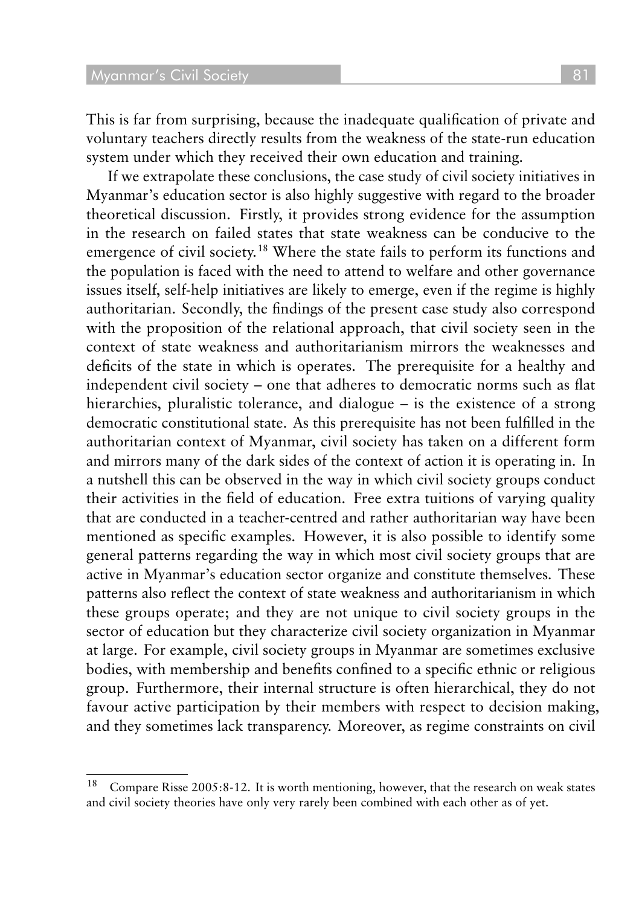This is far from surprising, because the inadequate qualification of private and voluntary teachers directly results from the weakness of the state-run education system under which they received their own education and training.

If we extrapolate these conclusions, the case study of civil society initiatives in Myanmar's education sector is also highly suggestive with regard to the broader theoretical discussion. Firstly, it provides strong evidence for the assumption in the research on failed states that state weakness can be conducive to the emergence of civil society.[18] Where the state fails to perform its functions and the population is faced with the need to attend to welfare and other governance issues itself, self-help initiatives are likely to emerge, even if the regime is highly authoritarian. Secondly, the findings of the present case study also correspond with the proposition of the relational approach, that civil society seen in the context of state weakness and authoritarianism mirrors the weaknesses and deficits of the state in which is operates. The prerequisite for a healthy and independent civil society – one that adheres to democratic norms such as flat hierarchies, pluralistic tolerance, and dialogue – is the existence of a strong democratic constitutional state. As this prerequisite has not been fulfilled in the authoritarian context of Myanmar, civil society has taken on a different form and mirrors many of the dark sides of the context of action it is operating in. In a nutshell this can be observed in the way in which civil society groups conduct their activities in the field of education. Free extra tuitions of varying quality that are conducted in a teacher-centred and rather authoritarian way have been mentioned as specific examples. However, it is also possible to identify some general patterns regarding the way in which most civil society groups that are active in Myanmar's education sector organize and constitute themselves. These patterns also reflect the context of state weakness and authoritarianism in which these groups operate; and they are not unique to civil society groups in the sector of education but they characterize civil society organization in Myanmar at large. For example, civil society groups in Myanmar are sometimes exclusive bodies, with membership and benefits confined to a specific ethnic or religious group. Furthermore, their internal structure is often hierarchical, they do not favour active participation by their members with respect to decision making, and they sometimes lack transparency. Moreover, as regime constraints on civil

---

[18] Compare Risse 2005:8-12. It is worth mentioning, however, that the research on weak states and civil society theories have only very rarely been combined with each other as of yet.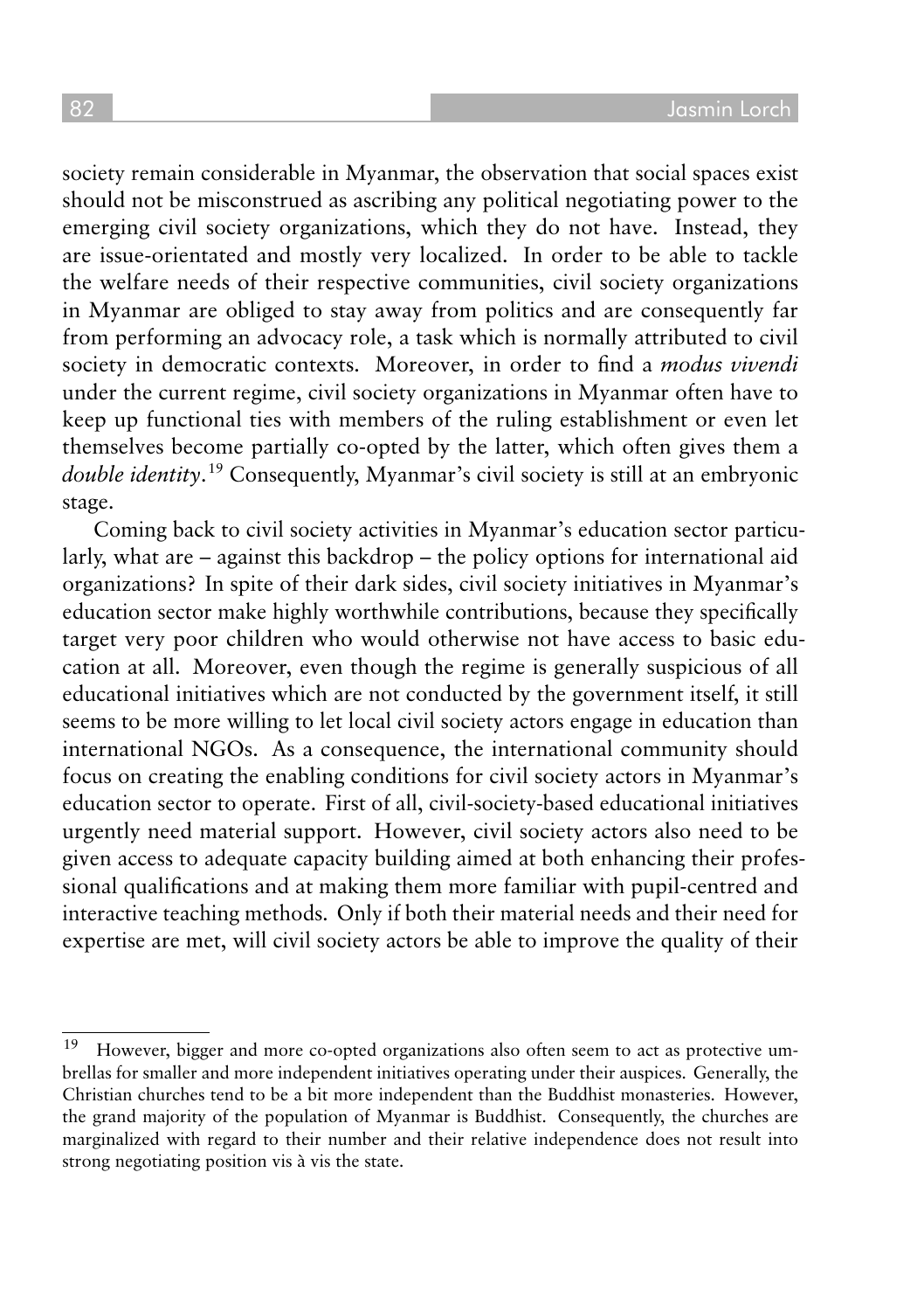society remain considerable in Myanmar, the observation that social spaces exist should not be misconstrued as ascribing any political negotiating power to the emerging civil society organizations, which they do not have. Instead, they are issue-orientated and mostly very localized. In order to be able to tackle the welfare needs of their respective communities, civil society organizations in Myanmar are obliged to stay away from politics and are consequently far from performing an advocacy role, a task which is normally attributed to civil society in democratic contexts. Moreover, in order to find a *modus vivendi* under the current regime, civil society organizations in Myanmar often have to keep up functional ties with members of the ruling establishment or even let themselves become partially co-opted by the latter, which often gives them a *double identity*.[19] Consequently, Myanmar's civil society is still at an embryonic stage.

Coming back to civil society activities in Myanmar's education sector particularly, what are – against this backdrop – the policy options for international aid organizations? In spite of their dark sides, civil society initiatives in Myanmar's education sector make highly worthwhile contributions, because they specifically target very poor children who would otherwise not have access to basic education at all. Moreover, even though the regime is generally suspicious of all educational initiatives which are not conducted by the government itself, it still seems to be more willing to let local civil society actors engage in education than international NGOs. As a consequence, the international community should focus on creating the enabling conditions for civil society actors in Myanmar's education sector to operate. First of all, civil-society-based educational initiatives urgently need material support. However, civil society actors also need to be given access to adequate capacity building aimed at both enhancing their professional qualifications and at making them more familiar with pupil-centred and interactive teaching methods. Only if both their material needs and their need for expertise are met, will civil society actors be able to improve the quality of their

---

[19] However, bigger and more co-opted organizations also often seem to act as protective umbrellas for smaller and more independent initiatives operating under their auspices. Generally, the Christian churches tend to be a bit more independent than the Buddhist monasteries. However, the grand majority of the population of Myanmar is Buddhist. Consequently, the churches are marginalized with regard to their number and their relative independence does not result into strong negotiating position vis à vis the state.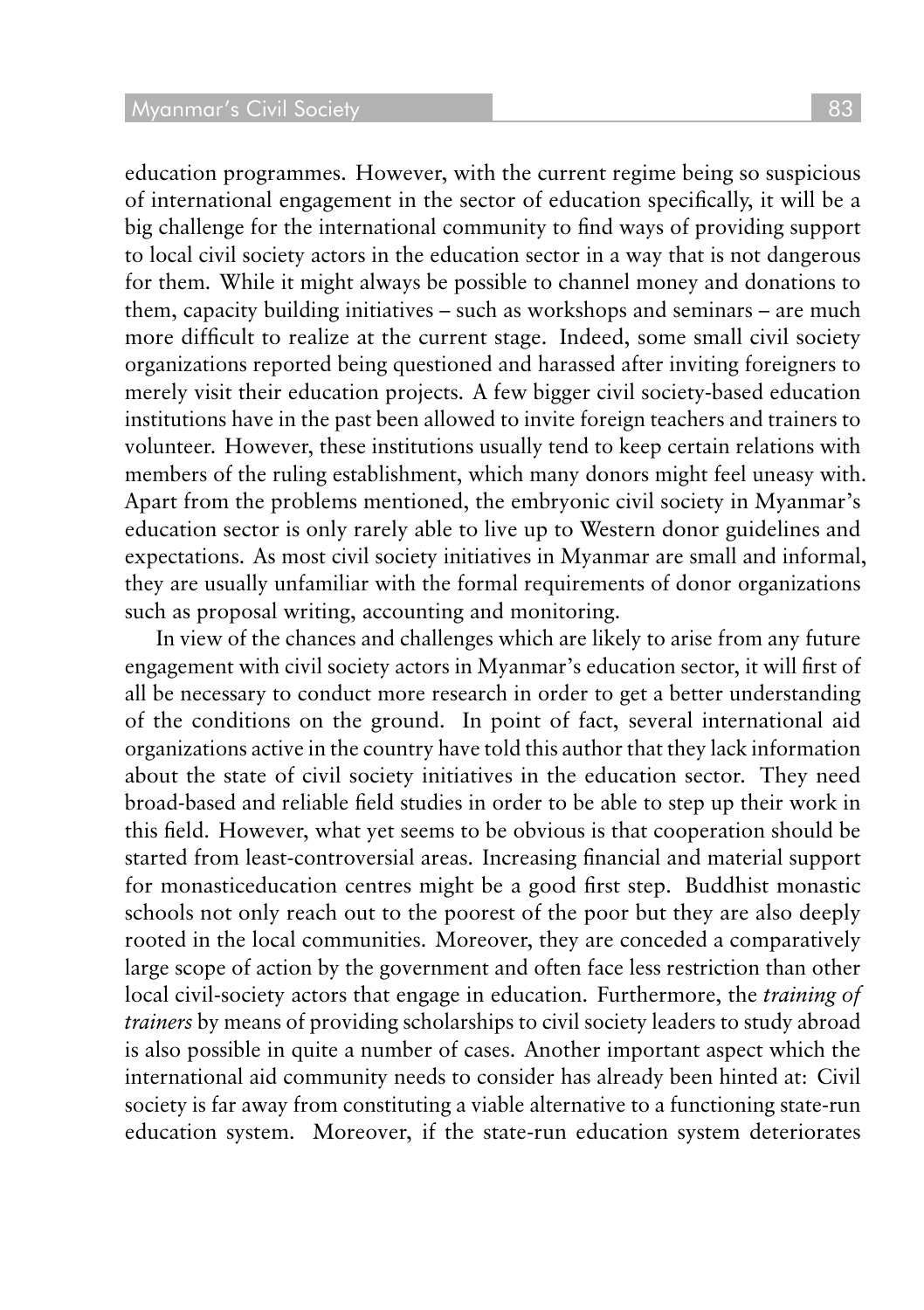education programmes. However, with the current regime being so suspicious of international engagement in the sector of education specifically, it will be a big challenge for the international community to find ways of providing support to local civil society actors in the education sector in a way that is not dangerous for them. While it might always be possible to channel money and donations to them, capacity building initiatives – such as workshops and seminars – are much more difficult to realize at the current stage. Indeed, some small civil society organizations reported being questioned and harassed after inviting foreigners to merely visit their education projects. A few bigger civil society-based education institutions have in the past been allowed to invite foreign teachers and trainers to volunteer. However, these institutions usually tend to keep certain relations with members of the ruling establishment, which many donors might feel uneasy with. Apart from the problems mentioned, the embryonic civil society in Myanmar's education sector is only rarely able to live up to Western donor guidelines and expectations. As most civil society initiatives in Myanmar are small and informal, they are usually unfamiliar with the formal requirements of donor organizations such as proposal writing, accounting and monitoring.

In view of the chances and challenges which are likely to arise from any future engagement with civil society actors in Myanmar's education sector, it will first of all be necessary to conduct more research in order to get a better understanding of the conditions on the ground. In point of fact, several international aid organizations active in the country have told this author that they lack information about the state of civil society initiatives in the education sector. They need broad-based and reliable field studies in order to be able to step up their work in this field. However, what yet seems to be obvious is that cooperation should be started from least-controversial areas. Increasing financial and material support for monasticeducation centres might be a good first step. Buddhist monastic schools not only reach out to the poorest of the poor but they are also deeply rooted in the local communities. Moreover, they are conceded a comparatively large scope of action by the government and often face less restriction than other local civil-society actors that engage in education. Furthermore, the *training of trainers* by means of providing scholarships to civil society leaders to study abroad is also possible in quite a number of cases. Another important aspect which the international aid community needs to consider has already been hinted at: Civil society is far away from constituting a viable alternative to a functioning state-run education system. Moreover, if the state-run education system deteriorates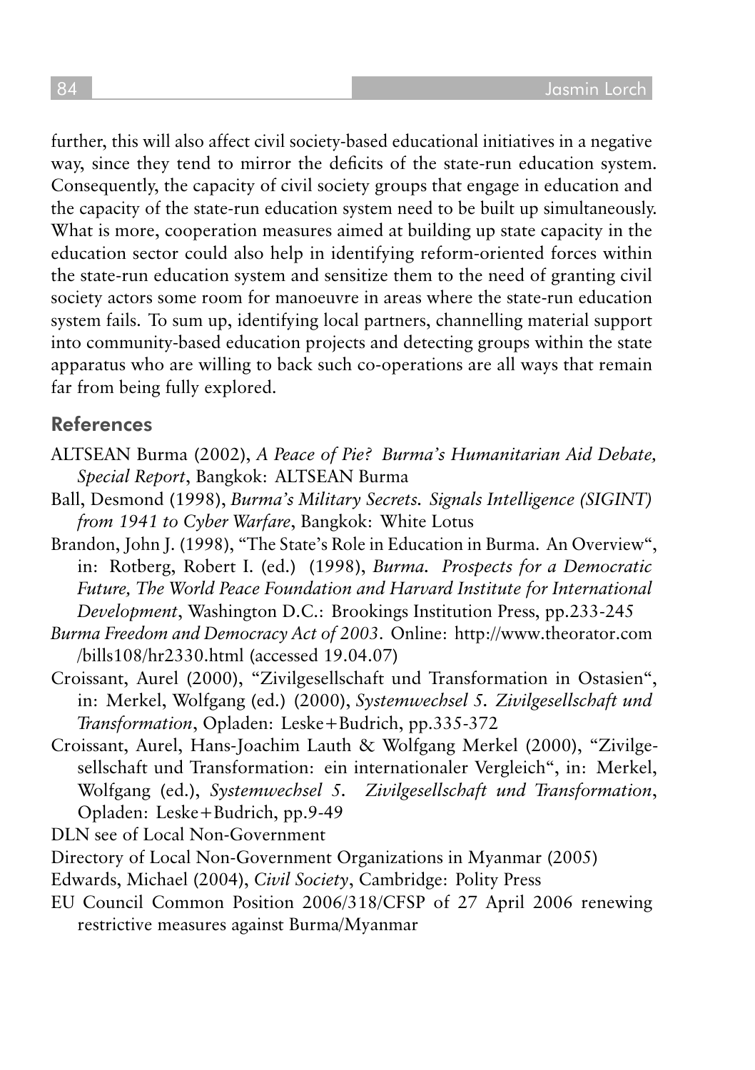further, this will also affect civil society-based educational initiatives in a negative way, since they tend to mirror the deficits of the state-run education system. Consequently, the capacity of civil society groups that engage in education and the capacity of the state-run education system need to be built up simultaneously. What is more, cooperation measures aimed at building up state capacity in the education sector could also help in identifying reform-oriented forces within the state-run education system and sensitize them to the need of granting civil society actors some room for manoeuvre in areas where the state-run education system fails. To sum up, identifying local partners, channelling material support into community-based education projects and detecting groups within the state apparatus who are willing to back such co-operations are all ways that remain far from being fully explored.

## References

ALTSEAN Burma (2002), *A Peace of Pie? Burma's Humanitarian Aid Debate, Special Report*, Bangkok: ALTSEAN Burma

Ball, Desmond (1998), *Burma's Military Secrets. Signals Intelligence (SIGINT) from 1941 to Cyber Warfare*, Bangkok: White Lotus

Brandon, John J. (1998), "The State's Role in Education in Burma. An Overview", in: Rotberg, Robert I. (ed.) (1998), *Burma. Prospects for a Democratic Future, The World Peace Foundation and Harvard Institute for International Development*, Washington D.C.: Brookings Institution Press, pp.233-245

*Burma Freedom and Democracy Act of 2003*. Online: http://www.theorator.com /bills108/hr2330.html (accessed 19.04.07)

Croissant, Aurel (2000), "Zivilgesellschaft und Transformation in Ostasien", in: Merkel, Wolfgang (ed.) (2000), *Systemwechsel 5. Zivilgesellschaft und Transformation*, Opladen: Leske+Budrich, pp.335-372

Croissant, Aurel, Hans-Joachim Lauth & Wolfgang Merkel (2000), "Zivilgesellschaft und Transformation: ein internationaler Vergleich", in: Merkel, Wolfgang (ed.), *Systemwechsel 5. Zivilgesellschaft und Transformation*, Opladen: Leske+Budrich, pp.9-49

DLN see of Local Non-Government

Directory of Local Non-Government Organizations in Myanmar (2005)

Edwards, Michael (2004), *Civil Society*, Cambridge: Polity Press

EU Council Common Position 2006/318/CFSP of 27 April 2006 renewing restrictive measures against Burma/Myanmar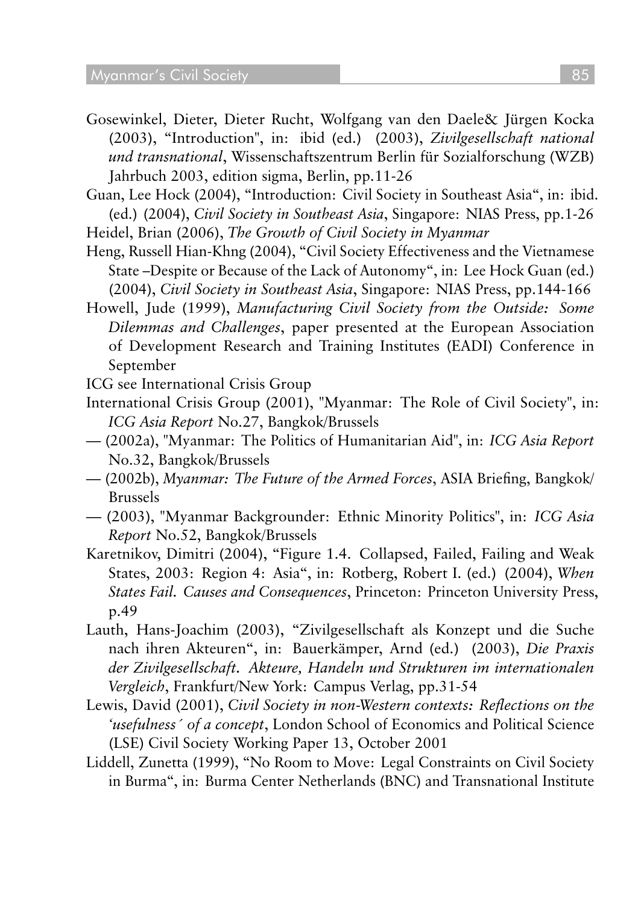Gosewinkel, Dieter, Dieter Rucht, Wolfgang van den Daele& Jürgen Kocka (2003), "Introduction", in: ibid (ed.) (2003), *Zivilgesellschaft national und transnational*, Wissenschaftszentrum Berlin für Sozialforschung (WZB) Jahrbuch 2003, edition sigma, Berlin, pp.11-26

Guan, Lee Hock (2004), "Introduction: Civil Society in Southeast Asia", in: ibid. (ed.) (2004), *Civil Society in Southeast Asia*, Singapore: NIAS Press, pp.1-26

Heidel, Brian (2006), *The Growth of Civil Society in Myanmar*

Heng, Russell Hian-Khng (2004), "Civil Society Effectiveness and the Vietnamese State –Despite or Because of the Lack of Autonomy", in: Lee Hock Guan (ed.) (2004), *Civil Society in Southeast Asia*, Singapore: NIAS Press, pp.144-166

Howell, Jude (1999), *Manufacturing Civil Society from the Outside: Some Dilemmas and Challenges*, paper presented at the European Association of Development Research and Training Institutes (EADI) Conference in September

ICG see International Crisis Group

International Crisis Group (2001), "Myanmar: The Role of Civil Society", in: *ICG Asia Report* No.27, Bangkok/Brussels

— (2002a), "Myanmar: The Politics of Humanitarian Aid", in: *ICG Asia Report* No.32, Bangkok/Brussels

— (2002b), *Myanmar: The Future of the Armed Forces*, ASIA Briefing, Bangkok/ Brussels

— (2003), "Myanmar Backgrounder: Ethnic Minority Politics", in: *ICG Asia Report* No.52, Bangkok/Brussels

Karetnikov, Dimitri (2004), "Figure 1.4. Collapsed, Failed, Failing and Weak States, 2003: Region 4: Asia", in: Rotberg, Robert I. (ed.) (2004), *When States Fail. Causes and Consequences*, Princeton: Princeton University Press, p.49

Lauth, Hans-Joachim (2003), "Zivilgesellschaft als Konzept und die Suche nach ihren Akteuren", in: Bauerkämper, Arnd (ed.) (2003), *Die Praxis der Zivilgesellschaft. Akteure, Handeln und Strukturen im internationalen Vergleich*, Frankfurt/New York: Campus Verlag, pp.31-54

Lewis, David (2001), *Civil Society in non-Western contexts: Reflections on the 'usefulness´ of a concept*, London School of Economics and Political Science (LSE) Civil Society Working Paper 13, October 2001

Liddell, Zunetta (1999), "No Room to Move: Legal Constraints on Civil Society in Burma", in: Burma Center Netherlands (BNC) and Transnational Institute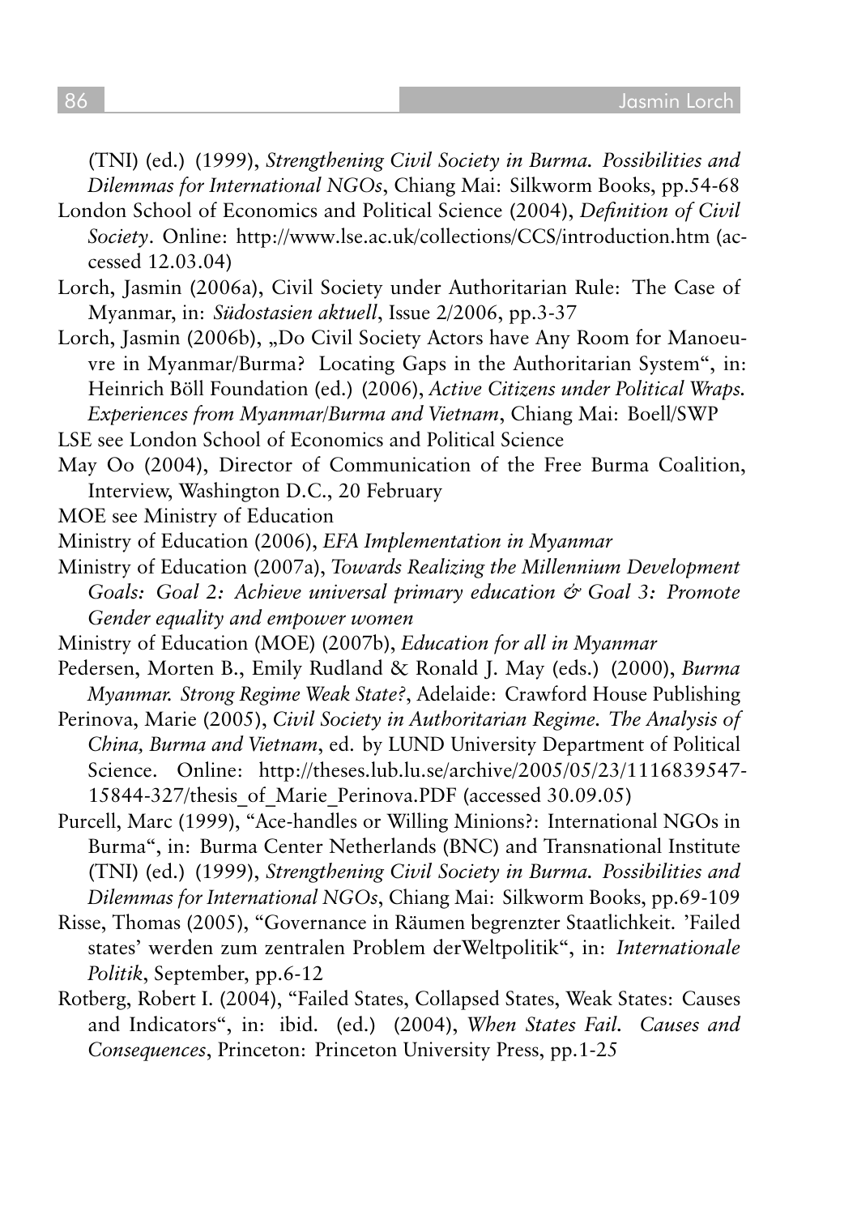(TNI) (ed.) (1999), *Strengthening Civil Society in Burma. Possibilities and Dilemmas for International NGOs*, Chiang Mai: Silkworm Books, pp.54-68

London School of Economics and Political Science (2004), *Definition of Civil Society*. Online: http://www.lse.ac.uk/collections/CCS/introduction.htm (accessed 12.03.04)

Lorch, Jasmin (2006a), Civil Society under Authoritarian Rule: The Case of Myanmar, in: *Südostasien aktuell*, Issue 2/2006, pp.3-37

Lorch, Jasmin (2006b), „Do Civil Society Actors have Any Room for Manoeuvre in Myanmar/Burma? Locating Gaps in the Authoritarian System", in: Heinrich Böll Foundation (ed.) (2006), *Active Citizens under Political Wraps. Experiences from Myanmar/Burma and Vietnam*, Chiang Mai: Boell/SWP

LSE see London School of Economics and Political Science

May Oo (2004), Director of Communication of the Free Burma Coalition, Interview, Washington D.C., 20 February

MOE see Ministry of Education

Ministry of Education (2006), *EFA Implementation in Myanmar*

Ministry of Education (2007a), *Towards Realizing the Millennium Development Goals: Goal 2: Achieve universal primary education & Goal 3: Promote Gender equality and empower women*

Ministry of Education (MOE) (2007b), *Education for all in Myanmar*

Pedersen, Morten B., Emily Rudland & Ronald J. May (eds.) (2000), *Burma Myanmar. Strong Regime Weak State?*, Adelaide: Crawford House Publishing

Perinova, Marie (2005), *Civil Society in Authoritarian Regime. The Analysis of China, Burma and Vietnam*, ed. by LUND University Department of Political Science. Online: http://theses.lub.lu.se/archive/2005/05/23/1116839547-15844-327/thesis_of_Marie_Perinova.PDF (accessed 30.09.05)

Purcell, Marc (1999), "Ace-handles or Willing Minions?: International NGOs in Burma", in: Burma Center Netherlands (BNC) and Transnational Institute (TNI) (ed.) (1999), *Strengthening Civil Society in Burma. Possibilities and Dilemmas for International NGOs*, Chiang Mai: Silkworm Books, pp.69-109

Risse, Thomas (2005), "Governance in Räumen begrenzter Staatlichkeit. 'Failed states' werden zum zentralen Problem derWeltpolitik", in: *Internationale Politik*, September, pp.6-12

Rotberg, Robert I. (2004), "Failed States, Collapsed States, Weak States: Causes and Indicators", in: ibid. (ed.) (2004), *When States Fail. Causes and Consequences*, Princeton: Princeton University Press, pp.1-25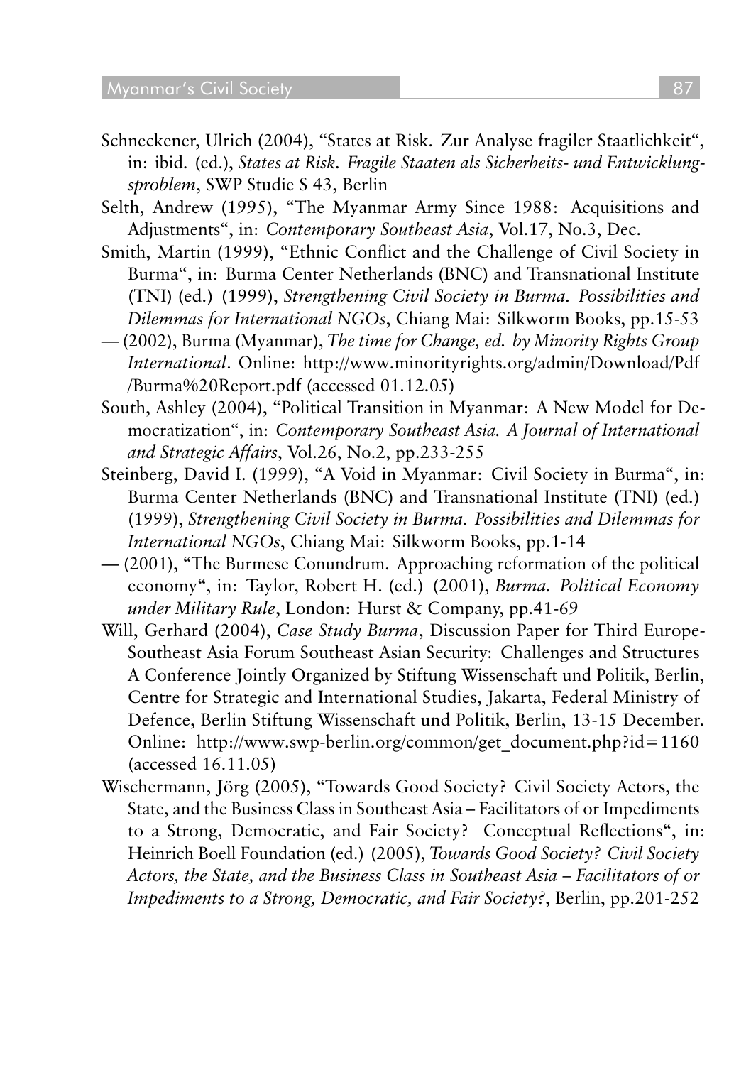Schneckener, Ulrich (2004), "States at Risk. Zur Analyse fragiler Staatlichkeit", in: ibid. (ed.), *States at Risk. Fragile Staaten als Sicherheits- und Entwicklungsproblem*, SWP Studie S 43, Berlin

Selth, Andrew (1995), "The Myanmar Army Since 1988: Acquisitions and Adjustments", in: *Contemporary Southeast Asia*, Vol.17, No.3, Dec.

Smith, Martin (1999), "Ethnic Conflict and the Challenge of Civil Society in Burma", in: Burma Center Netherlands (BNC) and Transnational Institute (TNI) (ed.) (1999), *Strengthening Civil Society in Burma. Possibilities and Dilemmas for International NGOs*, Chiang Mai: Silkworm Books, pp.15-53

— (2002), Burma (Myanmar), *The time for Change, ed. by Minority Rights Group International*. Online: http://www.minorityrights.org/admin/Download/Pdf/Burma%20Report.pdf (accessed 01.12.05)

South, Ashley (2004), "Political Transition in Myanmar: A New Model for Democratization", in: *Contemporary Southeast Asia. A Journal of International and Strategic Affairs*, Vol.26, No.2, pp.233-255

Steinberg, David I. (1999), "A Void in Myanmar: Civil Society in Burma", in: Burma Center Netherlands (BNC) and Transnational Institute (TNI) (ed.) (1999), *Strengthening Civil Society in Burma. Possibilities and Dilemmas for International NGOs*, Chiang Mai: Silkworm Books, pp.1-14

— (2001), "The Burmese Conundrum. Approaching reformation of the political economy", in: Taylor, Robert H. (ed.) (2001), *Burma. Political Economy under Military Rule*, London: Hurst & Company, pp.41-69

Will, Gerhard (2004), *Case Study Burma*, Discussion Paper for Third Europe-Southeast Asia Forum Southeast Asian Security: Challenges and Structures A Conference Jointly Organized by Stiftung Wissenschaft und Politik, Berlin, Centre for Strategic and International Studies, Jakarta, Federal Ministry of Defence, Berlin Stiftung Wissenschaft und Politik, Berlin, 13-15 December. Online: http://www.swp-berlin.org/common/get_document.php?id=1160 (accessed 16.11.05)

Wischermann, Jörg (2005), "Towards Good Society? Civil Society Actors, the State, and the Business Class in Southeast Asia – Facilitators of or Impediments to a Strong, Democratic, and Fair Society? Conceptual Reflections", in: Heinrich Boell Foundation (ed.) (2005), *Towards Good Society? Civil Society Actors, the State, and the Business Class in Southeast Asia – Facilitators of or Impediments to a Strong, Democratic, and Fair Society?*, Berlin, pp.201-252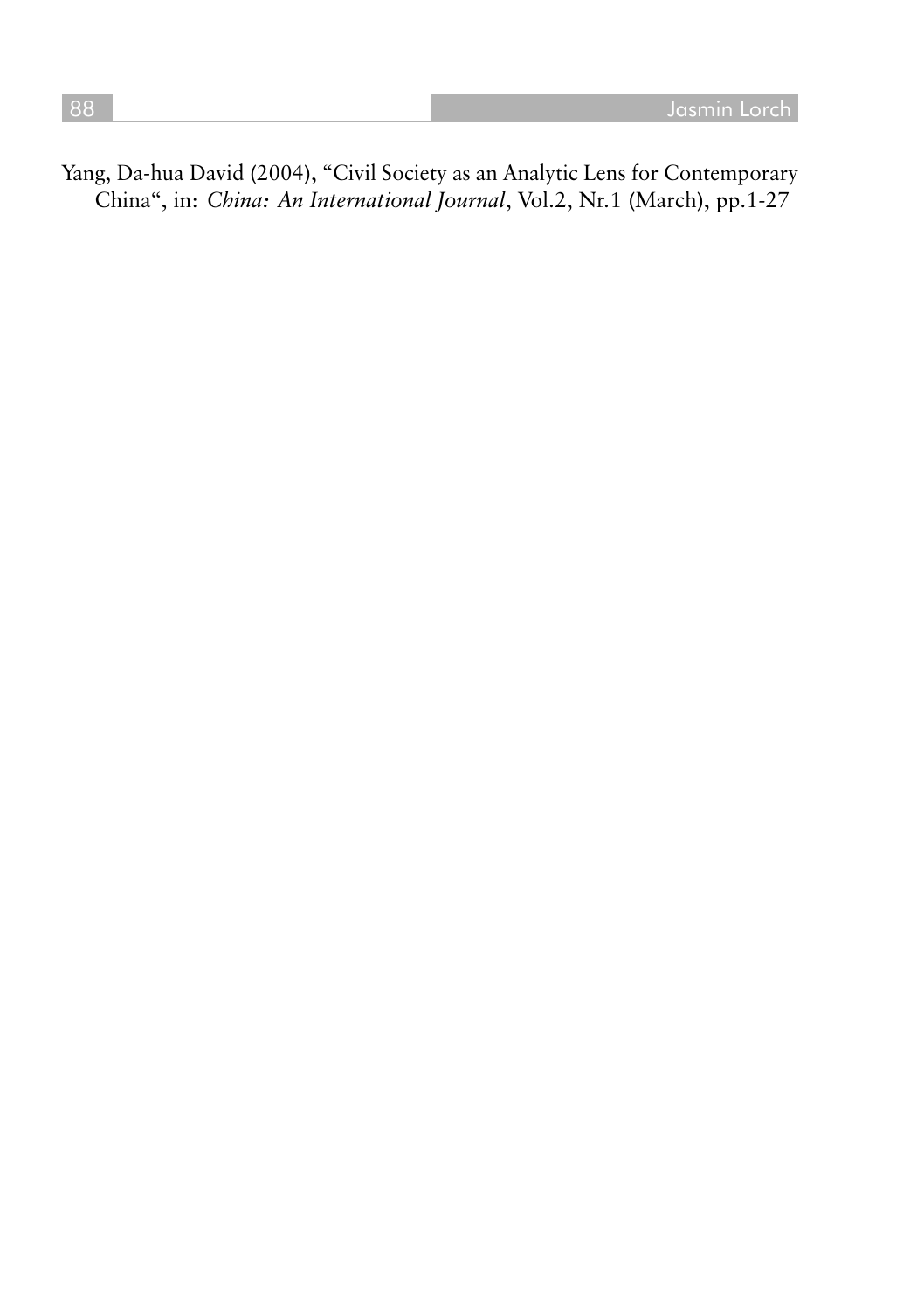Yang, Da-hua David (2004), "Civil Society as an Analytic Lens for Contemporary China", in: *China: An International Journal*, Vol.2, Nr.1 (March), pp.1-27